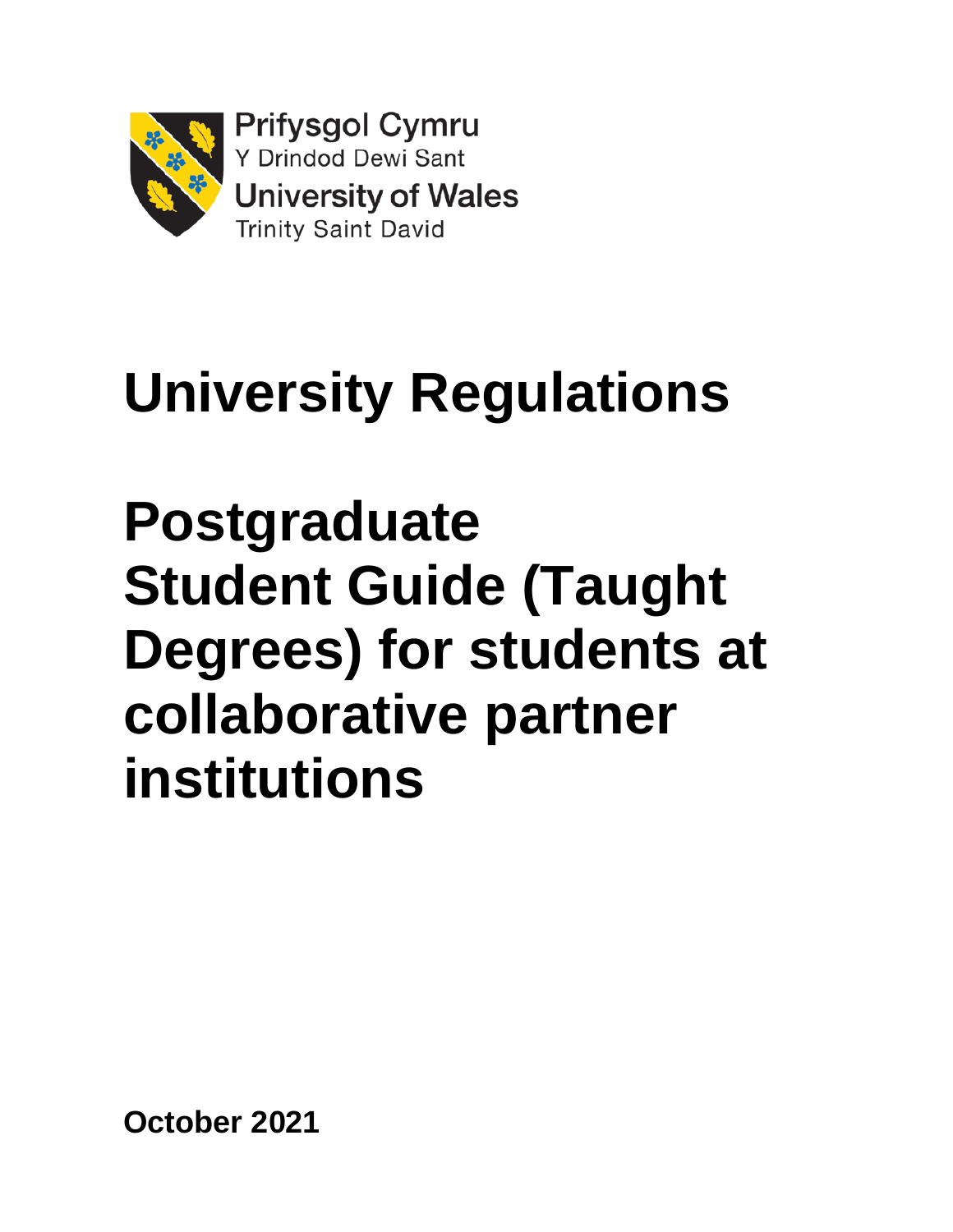Prifysgol Cymru
Y Drindod Dewi Sant
University of Wales
Trinity Saint David

# University Regulations

# Postgraduate Student Guide (Taught Degrees) for students at collaborative partner institutions

**October 2021**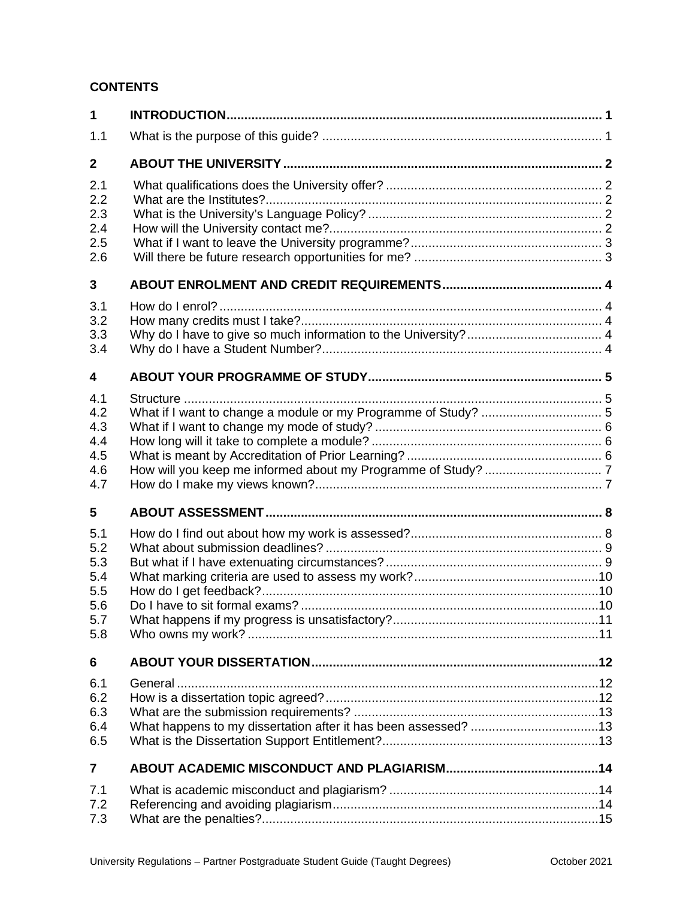**CONTENTS**

| | | |
|---|---|---|
| **1** | **INTRODUCTION** | **1** |
| 1.1 | What is the purpose of this guide? | 1 |
| **2** | **ABOUT THE UNIVERSITY** | **2** |
| 2.1 | What qualifications does the University offer? | 2 |
| 2.2 | What are the Institutes? | 2 |
| 2.3 | What is the University's Language Policy? | 2 |
| 2.4 | How will the University contact me? | 2 |
| 2.5 | What if I want to leave the University programme? | 3 |
| 2.6 | Will there be future research opportunities for me? | 3 |
| **3** | **ABOUT ENROLMENT AND CREDIT REQUIREMENTS** | **4** |
| 3.1 | How do I enrol? | 4 |
| 3.2 | How many credits must I take? | 4 |
| 3.3 | Why do I have to give so much information to the University? | 4 |
| 3.4 | Why do I have a Student Number? | 4 |
| **4** | **ABOUT YOUR PROGRAMME OF STUDY** | **5** |
| 4.1 | Structure | 5 |
| 4.2 | What if I want to change a module or my Programme of Study? | 5 |
| 4.3 | What if I want to change my mode of study? | 6 |
| 4.4 | How long will it take to complete a module? | 6 |
| 4.5 | What is meant by Accreditation of Prior Learning? | 6 |
| 4.6 | How will you keep me informed about my Programme of Study? | 7 |
| 4.7 | How do I make my views known? | 7 |
| **5** | **ABOUT ASSESSMENT** | **8** |
| 5.1 | How do I find out about how my work is assessed? | 8 |
| 5.2 | What about submission deadlines? | 9 |
| 5.3 | But what if I have extenuating circumstances? | 9 |
| 5.4 | What marking criteria are used to assess my work? | 10 |
| 5.5 | How do I get feedback? | 10 |
| 5.6 | Do I have to sit formal exams? | 10 |
| 5.7 | What happens if my progress is unsatisfactory? | 11 |
| 5.8 | Who owns my work? | 11 |
| **6** | **ABOUT YOUR DISSERTATION** | **12** |
| 6.1 | General | 12 |
| 6.2 | How is a dissertation topic agreed? | 12 |
| 6.3 | What are the submission requirements? | 13 |
| 6.4 | What happens to my dissertation after it has been assessed? | 13 |
| 6.5 | What is the Dissertation Support Entitlement? | 13 |
| **7** | **ABOUT ACADEMIC MISCONDUCT AND PLAGIARISM** | **14** |
| 7.1 | What is academic misconduct and plagiarism? | 14 |
| 7.2 | Referencing and avoiding plagiarism | 14 |
| 7.3 | What are the penalties? | 15 |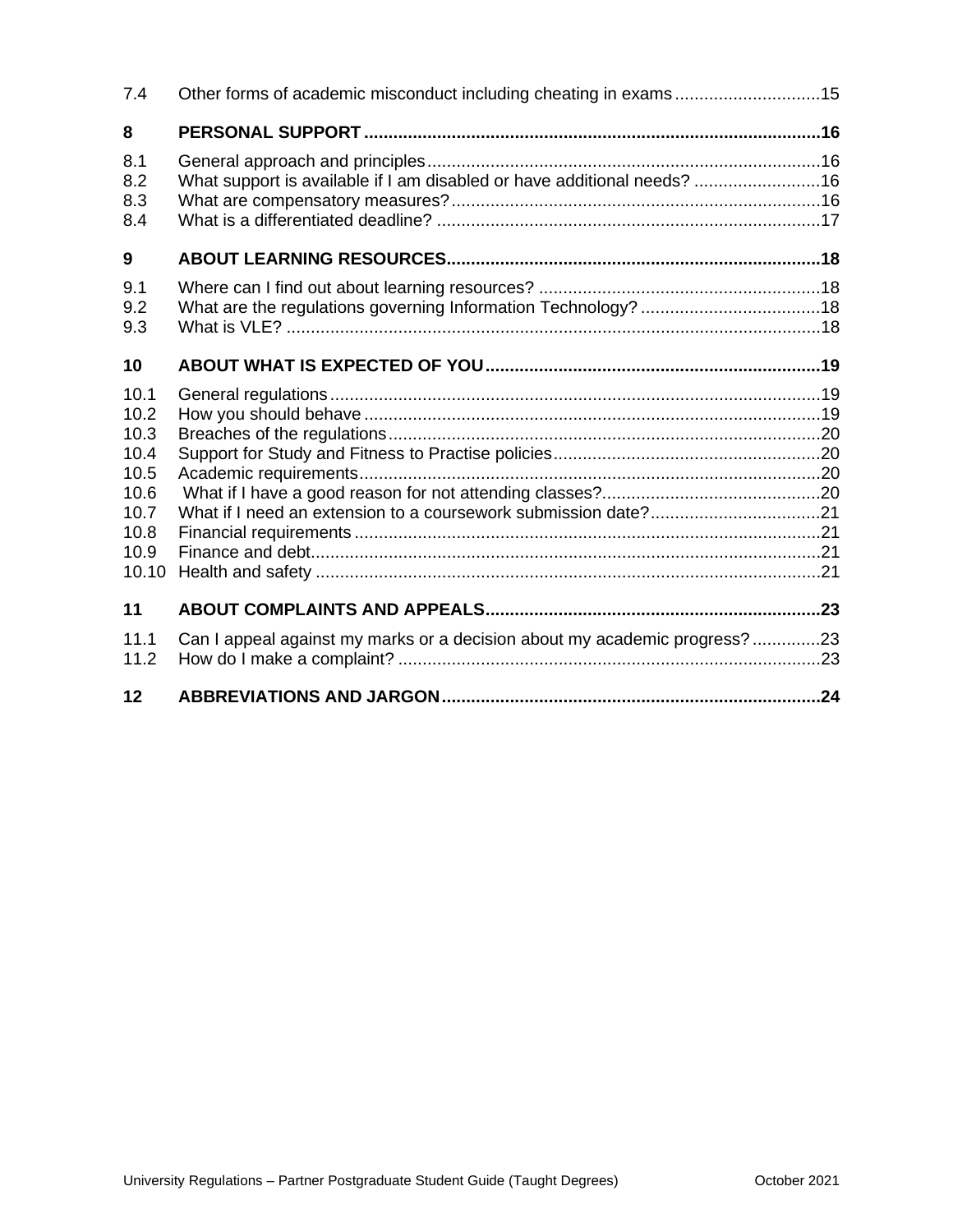| | | |
|---|---|---|
| 7.4 | Other forms of academic misconduct including cheating in exams | 15 |
| **8** | **PERSONAL SUPPORT** | **16** |
| 8.1 | General approach and principles | 16 |
| 8.2 | What support is available if I am disabled or have additional needs? | 16 |
| 8.3 | What are compensatory measures? | 16 |
| 8.4 | What is a differentiated deadline? | 17 |
| **9** | **ABOUT LEARNING RESOURCES** | **18** |
| 9.1 | Where can I find out about learning resources? | 18 |
| 9.2 | What are the regulations governing Information Technology? | 18 |
| 9.3 | What is VLE? | 18 |
| **10** | **ABOUT WHAT IS EXPECTED OF YOU** | **19** |
| 10.1 | General regulations | 19 |
| 10.2 | How you should behave | 19 |
| 10.3 | Breaches of the regulations | 20 |
| 10.4 | Support for Study and Fitness to Practise policies | 20 |
| 10.5 | Academic requirements | 20 |
| 10.6 | What if I have a good reason for not attending classes? | 20 |
| 10.7 | What if I need an extension to a coursework submission date? | 21 |
| 10.8 | Financial requirements | 21 |
| 10.9 | Finance and debt | 21 |
| 10.10 | Health and safety | 21 |
| **11** | **ABOUT COMPLAINTS AND APPEALS** | **23** |
| 11.1 | Can I appeal against my marks or a decision about my academic progress? | 23 |
| 11.2 | How do I make a complaint? | 23 |
| **12** | **ABBREVIATIONS AND JARGON** | **24** |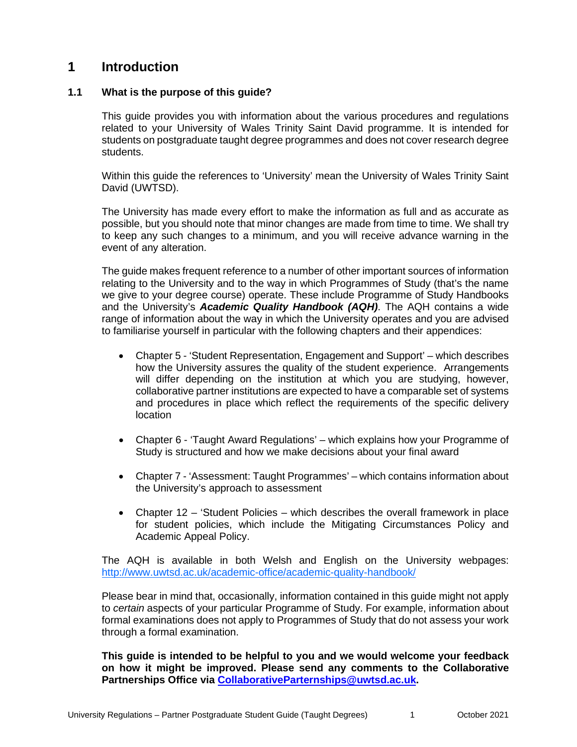# 1 Introduction

## 1.1 What is the purpose of this guide?

This guide provides you with information about the various procedures and regulations related to your University of Wales Trinity Saint David programme. It is intended for students on postgraduate taught degree programmes and does not cover research degree students.

Within this guide the references to 'University' mean the University of Wales Trinity Saint David (UWTSD).

The University has made every effort to make the information as full and as accurate as possible, but you should note that minor changes are made from time to time. We shall try to keep any such changes to a minimum, and you will receive advance warning in the event of any alteration.

The guide makes frequent reference to a number of other important sources of information relating to the University and to the way in which Programmes of Study (that's the name we give to your degree course) operate. These include Programme of Study Handbooks and the University's ***Academic Quality Handbook (AQH)***. The AQH contains a wide range of information about the way in which the University operates and you are advised to familiarise yourself in particular with the following chapters and their appendices:

- Chapter 5 - 'Student Representation, Engagement and Support' – which describes how the University assures the quality of the student experience. Arrangements will differ depending on the institution at which you are studying, however, collaborative partner institutions are expected to have a comparable set of systems and procedures in place which reflect the requirements of the specific delivery location
- Chapter 6 - 'Taught Award Regulations' – which explains how your Programme of Study is structured and how we make decisions about your final award
- Chapter 7 - 'Assessment: Taught Programmes' – which contains information about the University's approach to assessment
- Chapter 12 – 'Student Policies – which describes the overall framework in place for student policies, which include the Mitigating Circumstances Policy and Academic Appeal Policy.

The AQH is available in both Welsh and English on the University webpages: http://www.uwtsd.ac.uk/academic-office/academic-quality-handbook/

Please bear in mind that, occasionally, information contained in this guide might not apply to *certain* aspects of your particular Programme of Study. For example, information about formal examinations does not apply to Programmes of Study that do not assess your work through a formal examination.

**This guide is intended to be helpful to you and we would welcome your feedback on how it might be improved. Please send any comments to the Collaborative Partnerships Office via CollaborativeParternships@uwtsd.ac.uk.**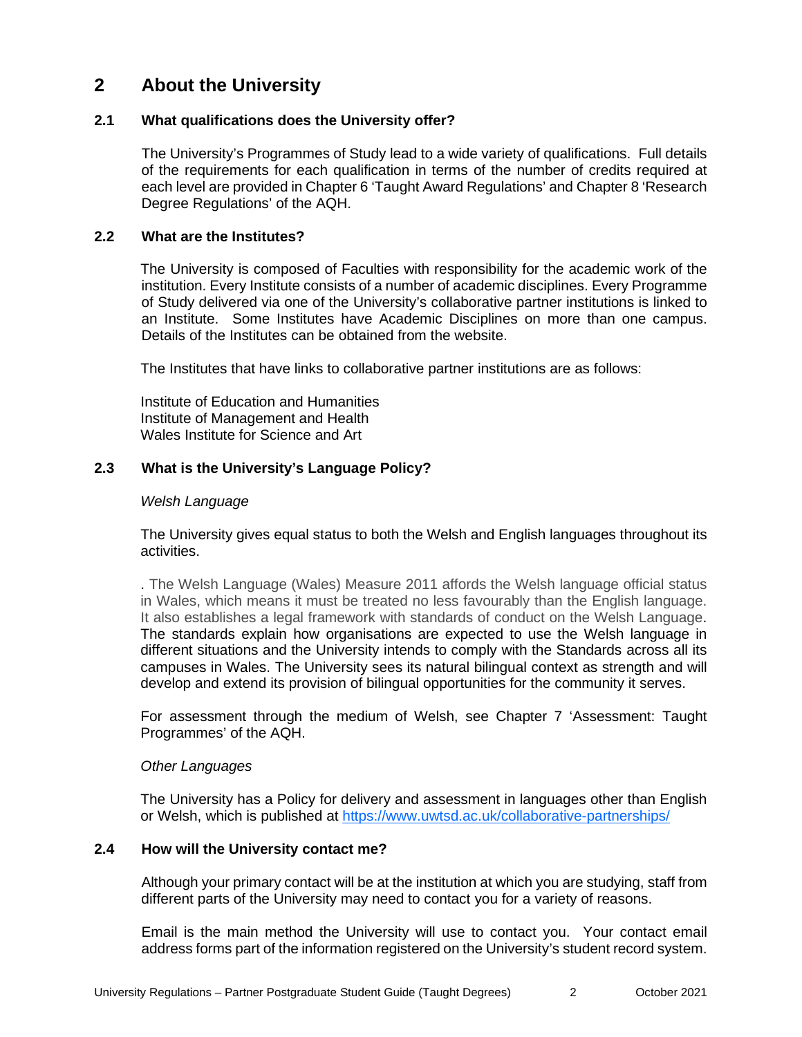# 2 About the University

## 2.1 What qualifications does the University offer?

The University's Programmes of Study lead to a wide variety of qualifications. Full details of the requirements for each qualification in terms of the number of credits required at each level are provided in Chapter 6 'Taught Award Regulations' and Chapter 8 'Research Degree Regulations' of the AQH.

## 2.2 What are the Institutes?

The University is composed of Faculties with responsibility for the academic work of the institution. Every Institute consists of a number of academic disciplines. Every Programme of Study delivered via one of the University's collaborative partner institutions is linked to an Institute. Some Institutes have Academic Disciplines on more than one campus. Details of the Institutes can be obtained from the website.

The Institutes that have links to collaborative partner institutions are as follows:

Institute of Education and Humanities
Institute of Management and Health
Wales Institute for Science and Art

## 2.3 What is the University's Language Policy?

*Welsh Language*

The University gives equal status to both the Welsh and English languages throughout its activities.

. The Welsh Language (Wales) Measure 2011 affords the Welsh language official status in Wales, which means it must be treated no less favourably than the English language. It also establishes a legal framework with standards of conduct on the Welsh Language. The standards explain how organisations are expected to use the Welsh language in different situations and the University intends to comply with the Standards across all its campuses in Wales. The University sees its natural bilingual context as strength and will develop and extend its provision of bilingual opportunities for the community it serves.

For assessment through the medium of Welsh, see Chapter 7 'Assessment: Taught Programmes' of the AQH.

*Other Languages*

The University has a Policy for delivery and assessment in languages other than English or Welsh, which is published at https://www.uwtsd.ac.uk/collaborative-partnerships/

## 2.4 How will the University contact me?

Although your primary contact will be at the institution at which you are studying, staff from different parts of the University may need to contact you for a variety of reasons.

Email is the main method the University will use to contact you. Your contact email address forms part of the information registered on the University's student record system.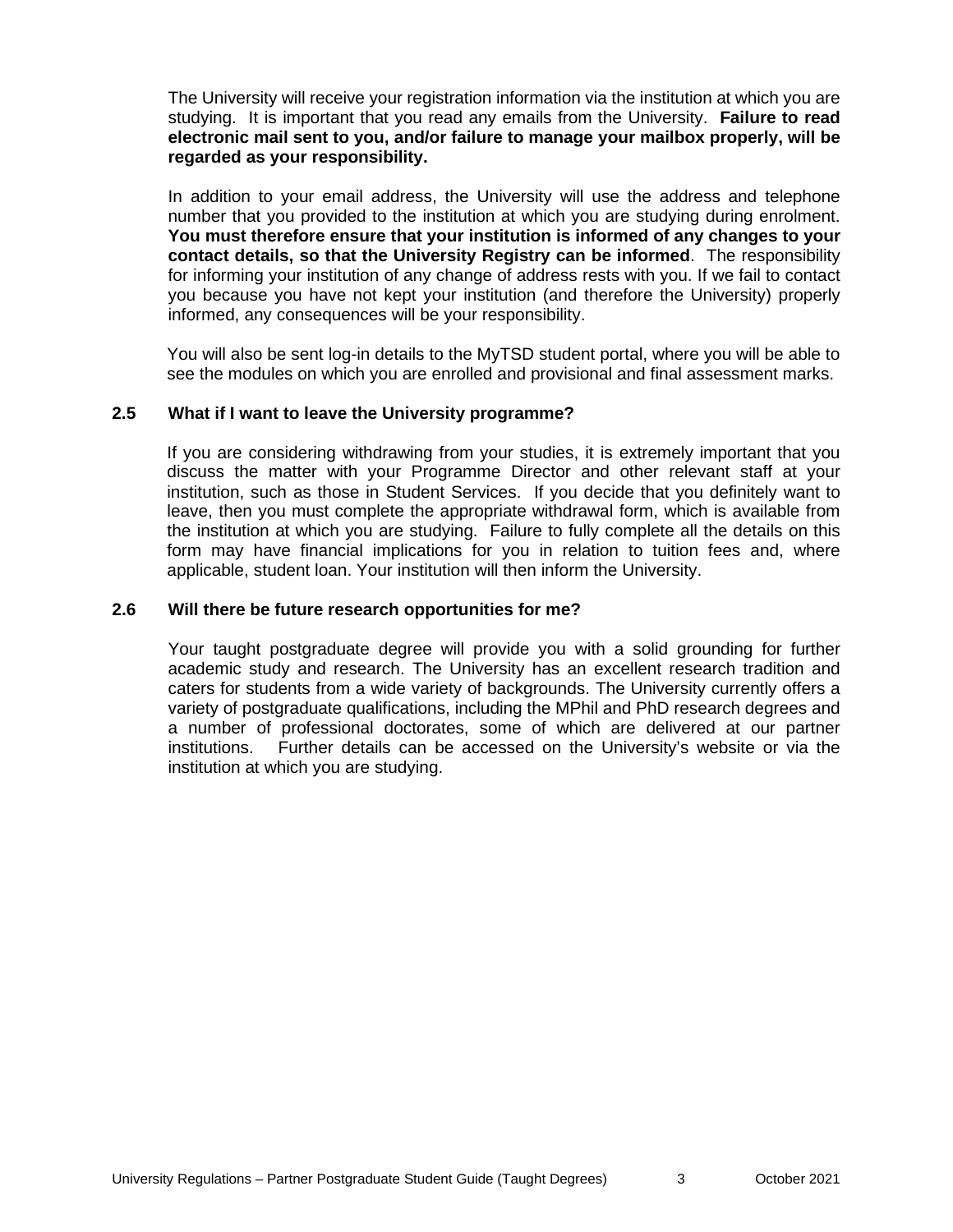The University will receive your registration information via the institution at which you are studying. It is important that you read any emails from the University. **Failure to read electronic mail sent to you, and/or failure to manage your mailbox properly, will be regarded as your responsibility.**

In addition to your email address, the University will use the address and telephone number that you provided to the institution at which you are studying during enrolment. **You must therefore ensure that your institution is informed of any changes to your contact details, so that the University Registry can be informed**. The responsibility for informing your institution of any change of address rests with you. If we fail to contact you because you have not kept your institution (and therefore the University) properly informed, any consequences will be your responsibility.

You will also be sent log-in details to the MyTSD student portal, where you will be able to see the modules on which you are enrolled and provisional and final assessment marks.

### 2.5 What if I want to leave the University programme?

If you are considering withdrawing from your studies, it is extremely important that you discuss the matter with your Programme Director and other relevant staff at your institution, such as those in Student Services. If you decide that you definitely want to leave, then you must complete the appropriate withdrawal form, which is available from the institution at which you are studying. Failure to fully complete all the details on this form may have financial implications for you in relation to tuition fees and, where applicable, student loan. Your institution will then inform the University.

### 2.6 Will there be future research opportunities for me?

Your taught postgraduate degree will provide you with a solid grounding for further academic study and research. The University has an excellent research tradition and caters for students from a wide variety of backgrounds. The University currently offers a variety of postgraduate qualifications, including the MPhil and PhD research degrees and a number of professional doctorates, some of which are delivered at our partner institutions. Further details can be accessed on the University's website or via the institution at which you are studying.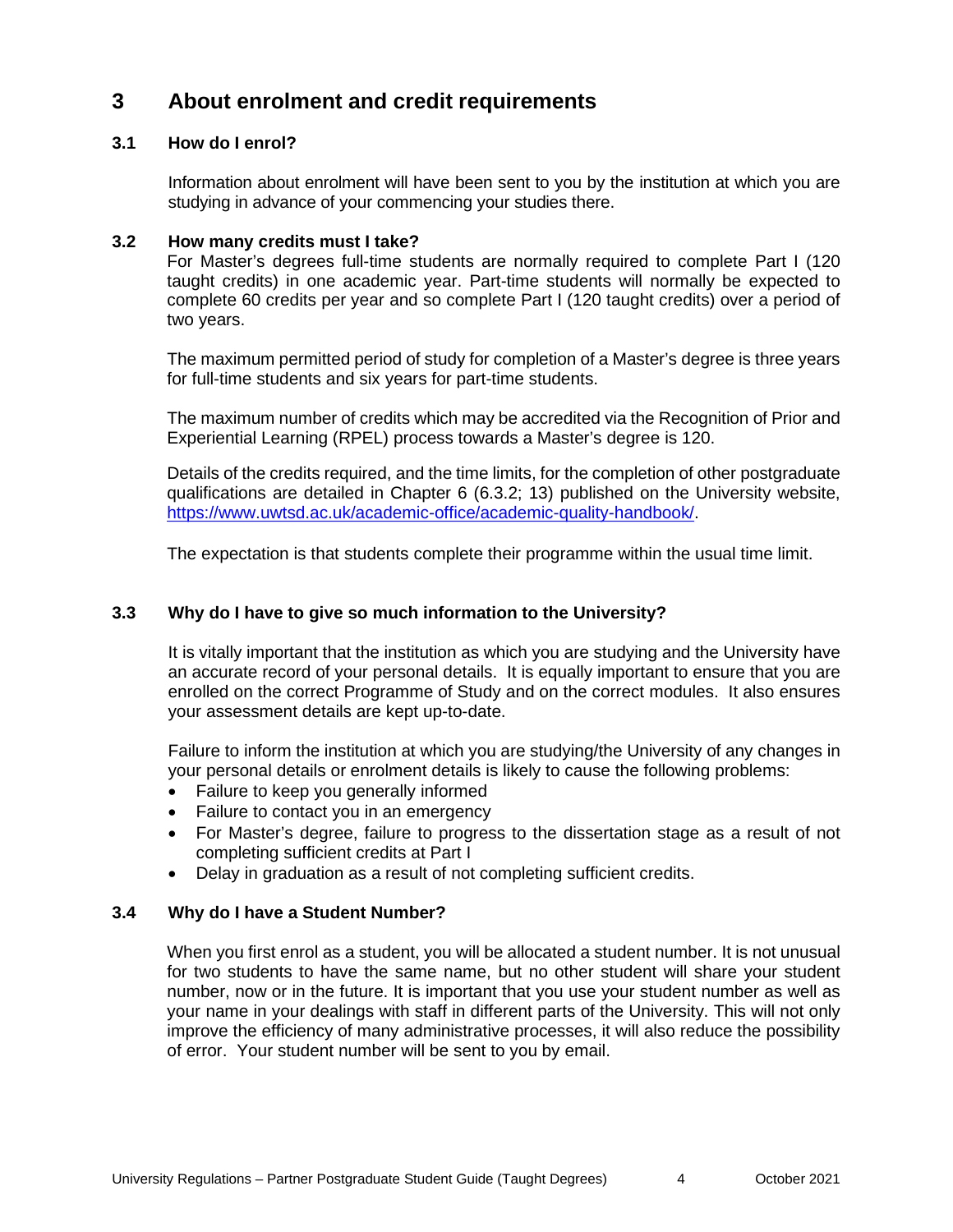## 3 About enrolment and credit requirements

### 3.1 How do I enrol?

Information about enrolment will have been sent to you by the institution at which you are studying in advance of your commencing your studies there.

### 3.2 How many credits must I take?

For Master's degrees full-time students are normally required to complete Part I (120 taught credits) in one academic year. Part-time students will normally be expected to complete 60 credits per year and so complete Part I (120 taught credits) over a period of two years.

The maximum permitted period of study for completion of a Master's degree is three years for full-time students and six years for part-time students.

The maximum number of credits which may be accredited via the Recognition of Prior and Experiential Learning (RPEL) process towards a Master's degree is 120.

Details of the credits required, and the time limits, for the completion of other postgraduate qualifications are detailed in Chapter 6 (6.3.2; 13) published on the University website, https://www.uwtsd.ac.uk/academic-office/academic-quality-handbook/.

The expectation is that students complete their programme within the usual time limit.

### 3.3 Why do I have to give so much information to the University?

It is vitally important that the institution as which you are studying and the University have an accurate record of your personal details. It is equally important to ensure that you are enrolled on the correct Programme of Study and on the correct modules. It also ensures your assessment details are kept up-to-date.

Failure to inform the institution at which you are studying/the University of any changes in your personal details or enrolment details is likely to cause the following problems:

- Failure to keep you generally informed
- Failure to contact you in an emergency
- For Master's degree, failure to progress to the dissertation stage as a result of not completing sufficient credits at Part I
- Delay in graduation as a result of not completing sufficient credits.

### 3.4 Why do I have a Student Number?

When you first enrol as a student, you will be allocated a student number. It is not unusual for two students to have the same name, but no other student will share your student number, now or in the future. It is important that you use your student number as well as your name in your dealings with staff in different parts of the University. This will not only improve the efficiency of many administrative processes, it will also reduce the possibility of error. Your student number will be sent to you by email.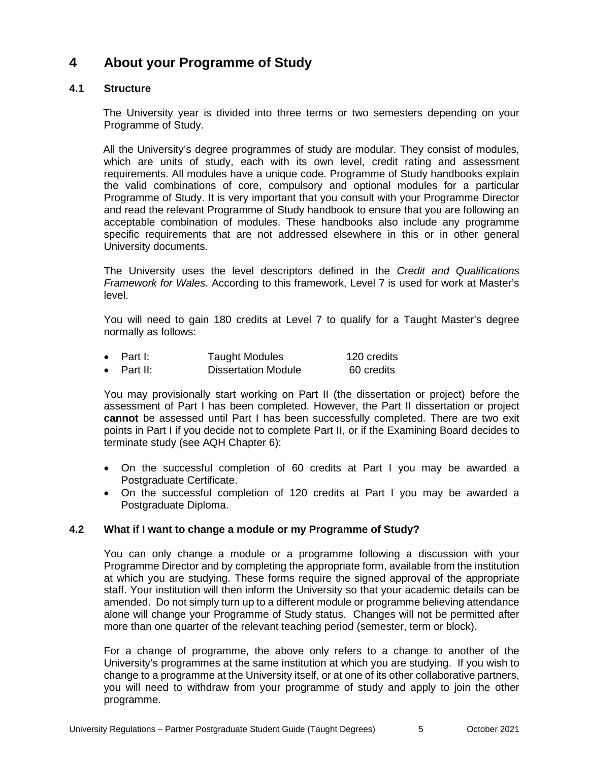# 4 About your Programme of Study

## 4.1 Structure

The University year is divided into three terms or two semesters depending on your Programme of Study.

All the University's degree programmes of study are modular. They consist of modules, which are units of study, each with its own level, credit rating and assessment requirements. All modules have a unique code. Programme of Study handbooks explain the valid combinations of core, compulsory and optional modules for a particular Programme of Study. It is very important that you consult with your Programme Director and read the relevant Programme of Study handbook to ensure that you are following an acceptable combination of modules. These handbooks also include any programme specific requirements that are not addressed elsewhere in this or in other general University documents.

The University uses the level descriptors defined in the *Credit and Qualifications Framework for Wales*. According to this framework, Level 7 is used for work at Master's level.

You will need to gain 180 credits at Level 7 to qualify for a Taught Master's degree normally as follows:

- Part I: Taught Modules 120 credits
- Part II: Dissertation Module 60 credits

You may provisionally start working on Part II (the dissertation or project) before the assessment of Part I has been completed. However, the Part II dissertation or project **cannot** be assessed until Part I has been successfully completed. There are two exit points in Part I if you decide not to complete Part II, or if the Examining Board decides to terminate study (see AQH Chapter 6):

- On the successful completion of 60 credits at Part I you may be awarded a Postgraduate Certificate.
- On the successful completion of 120 credits at Part I you may be awarded a Postgraduate Diploma.

## 4.2 What if I want to change a module or my Programme of Study?

You can only change a module or a programme following a discussion with your Programme Director and by completing the appropriate form, available from the institution at which you are studying. These forms require the signed approval of the appropriate staff. Your institution will then inform the University so that your academic details can be amended. Do not simply turn up to a different module or programme believing attendance alone will change your Programme of Study status. Changes will not be permitted after more than one quarter of the relevant teaching period (semester, term or block).

For a change of programme, the above only refers to a change to another of the University's programmes at the same institution at which you are studying. If you wish to change to a programme at the University itself, or at one of its other collaborative partners, you will need to withdraw from your programme of study and apply to join the other programme.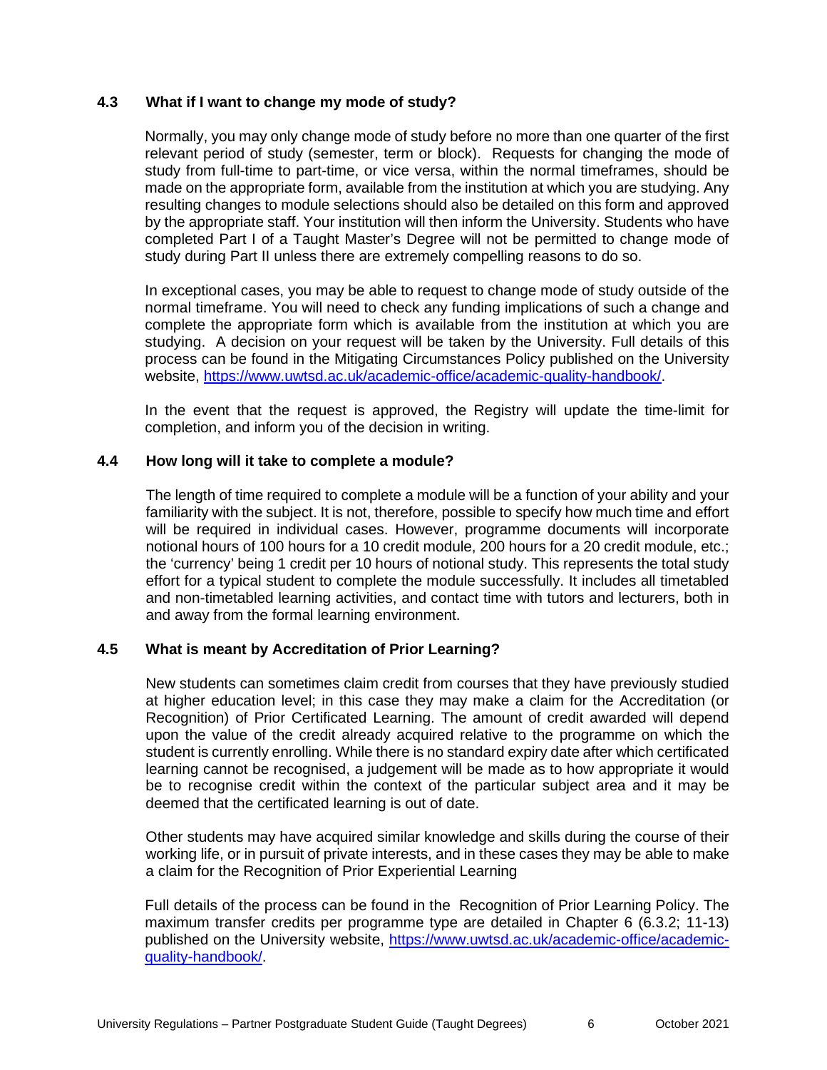### 4.3 What if I want to change my mode of study?

Normally, you may only change mode of study before no more than one quarter of the first relevant period of study (semester, term or block). Requests for changing the mode of study from full-time to part-time, or vice versa, within the normal timeframes, should be made on the appropriate form, available from the institution at which you are studying. Any resulting changes to module selections should also be detailed on this form and approved by the appropriate staff. Your institution will then inform the University. Students who have completed Part I of a Taught Master's Degree will not be permitted to change mode of study during Part II unless there are extremely compelling reasons to do so.

In exceptional cases, you may be able to request to change mode of study outside of the normal timeframe. You will need to check any funding implications of such a change and complete the appropriate form which is available from the institution at which you are studying. A decision on your request will be taken by the University. Full details of this process can be found in the Mitigating Circumstances Policy published on the University website, https://www.uwtsd.ac.uk/academic-office/academic-quality-handbook/.

In the event that the request is approved, the Registry will update the time-limit for completion, and inform you of the decision in writing.

### 4.4 How long will it take to complete a module?

The length of time required to complete a module will be a function of your ability and your familiarity with the subject. It is not, therefore, possible to specify how much time and effort will be required in individual cases. However, programme documents will incorporate notional hours of 100 hours for a 10 credit module, 200 hours for a 20 credit module, etc.; the 'currency' being 1 credit per 10 hours of notional study. This represents the total study effort for a typical student to complete the module successfully. It includes all timetabled and non-timetabled learning activities, and contact time with tutors and lecturers, both in and away from the formal learning environment.

### 4.5 What is meant by Accreditation of Prior Learning?

New students can sometimes claim credit from courses that they have previously studied at higher education level; in this case they may make a claim for the Accreditation (or Recognition) of Prior Certificated Learning. The amount of credit awarded will depend upon the value of the credit already acquired relative to the programme on which the student is currently enrolling. While there is no standard expiry date after which certificated learning cannot be recognised, a judgement will be made as to how appropriate it would be to recognise credit within the context of the particular subject area and it may be deemed that the certificated learning is out of date.

Other students may have acquired similar knowledge and skills during the course of their working life, or in pursuit of private interests, and in these cases they may be able to make a claim for the Recognition of Prior Experiential Learning

Full details of the process can be found in the Recognition of Prior Learning Policy. The maximum transfer credits per programme type are detailed in Chapter 6 (6.3.2; 11-13) published on the University website, https://www.uwtsd.ac.uk/academic-office/academic-quality-handbook/.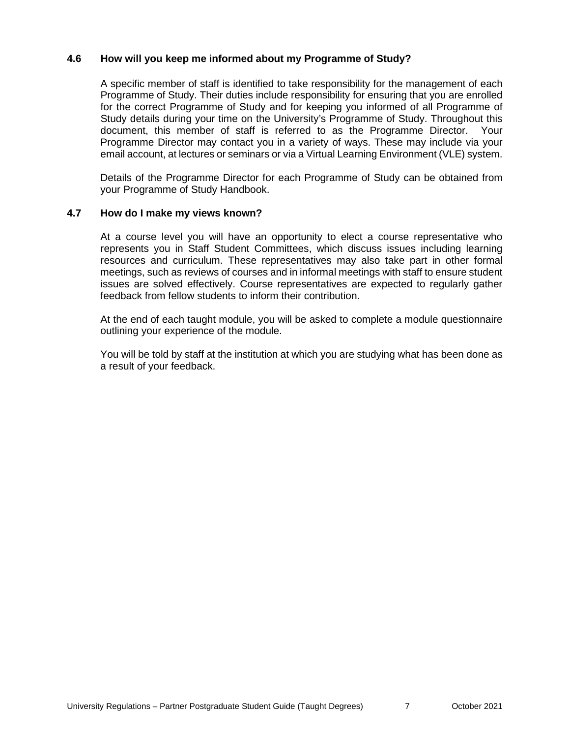### 4.6 How will you keep me informed about my Programme of Study?

A specific member of staff is identified to take responsibility for the management of each Programme of Study. Their duties include responsibility for ensuring that you are enrolled for the correct Programme of Study and for keeping you informed of all Programme of Study details during your time on the University's Programme of Study. Throughout this document, this member of staff is referred to as the Programme Director. Your Programme Director may contact you in a variety of ways. These may include via your email account, at lectures or seminars or via a Virtual Learning Environment (VLE) system.

Details of the Programme Director for each Programme of Study can be obtained from your Programme of Study Handbook.

### 4.7 How do I make my views known?

At a course level you will have an opportunity to elect a course representative who represents you in Staff Student Committees, which discuss issues including learning resources and curriculum. These representatives may also take part in other formal meetings, such as reviews of courses and in informal meetings with staff to ensure student issues are solved effectively. Course representatives are expected to regularly gather feedback from fellow students to inform their contribution.

At the end of each taught module, you will be asked to complete a module questionnaire outlining your experience of the module.

You will be told by staff at the institution at which you are studying what has been done as a result of your feedback.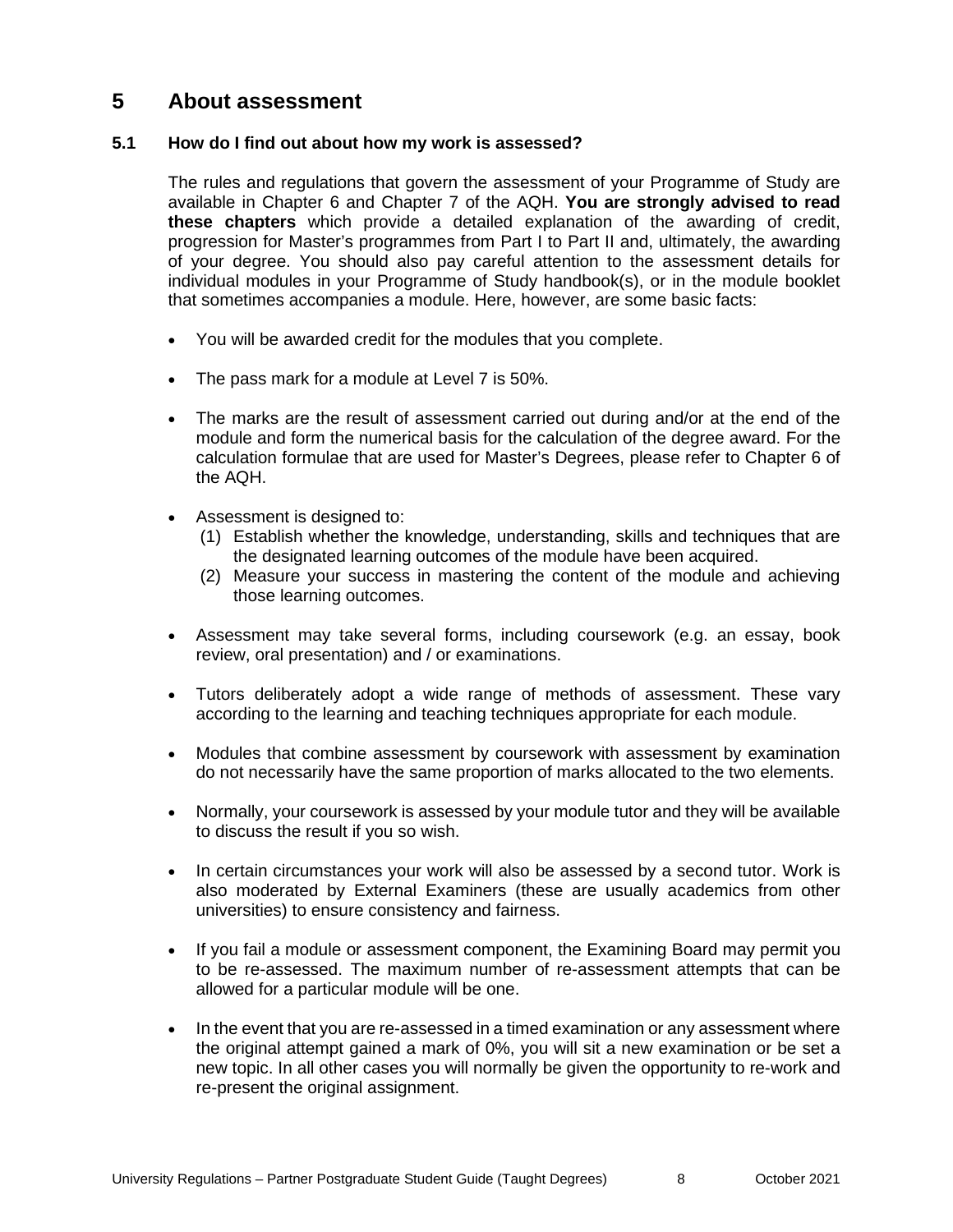# 5 About assessment

## 5.1 How do I find out about how my work is assessed?

The rules and regulations that govern the assessment of your Programme of Study are available in Chapter 6 and Chapter 7 of the AQH. **You are strongly advised to read these chapters** which provide a detailed explanation of the awarding of credit, progression for Master's programmes from Part I to Part II and, ultimately, the awarding of your degree. You should also pay careful attention to the assessment details for individual modules in your Programme of Study handbook(s), or in the module booklet that sometimes accompanies a module. Here, however, are some basic facts:

- You will be awarded credit for the modules that you complete.
- The pass mark for a module at Level 7 is 50%.
- The marks are the result of assessment carried out during and/or at the end of the module and form the numerical basis for the calculation of the degree award. For the calculation formulae that are used for Master's Degrees, please refer to Chapter 6 of the AQH.
- Assessment is designed to:
  (1) Establish whether the knowledge, understanding, skills and techniques that are the designated learning outcomes of the module have been acquired.
  (2) Measure your success in mastering the content of the module and achieving those learning outcomes.
- Assessment may take several forms, including coursework (e.g. an essay, book review, oral presentation) and / or examinations.
- Tutors deliberately adopt a wide range of methods of assessment. These vary according to the learning and teaching techniques appropriate for each module.
- Modules that combine assessment by coursework with assessment by examination do not necessarily have the same proportion of marks allocated to the two elements.
- Normally, your coursework is assessed by your module tutor and they will be available to discuss the result if you so wish.
- In certain circumstances your work will also be assessed by a second tutor. Work is also moderated by External Examiners (these are usually academics from other universities) to ensure consistency and fairness.
- If you fail a module or assessment component, the Examining Board may permit you to be re-assessed. The maximum number of re-assessment attempts that can be allowed for a particular module will be one.
- In the event that you are re-assessed in a timed examination or any assessment where the original attempt gained a mark of 0%, you will sit a new examination or be set a new topic. In all other cases you will normally be given the opportunity to re-work and re-present the original assignment.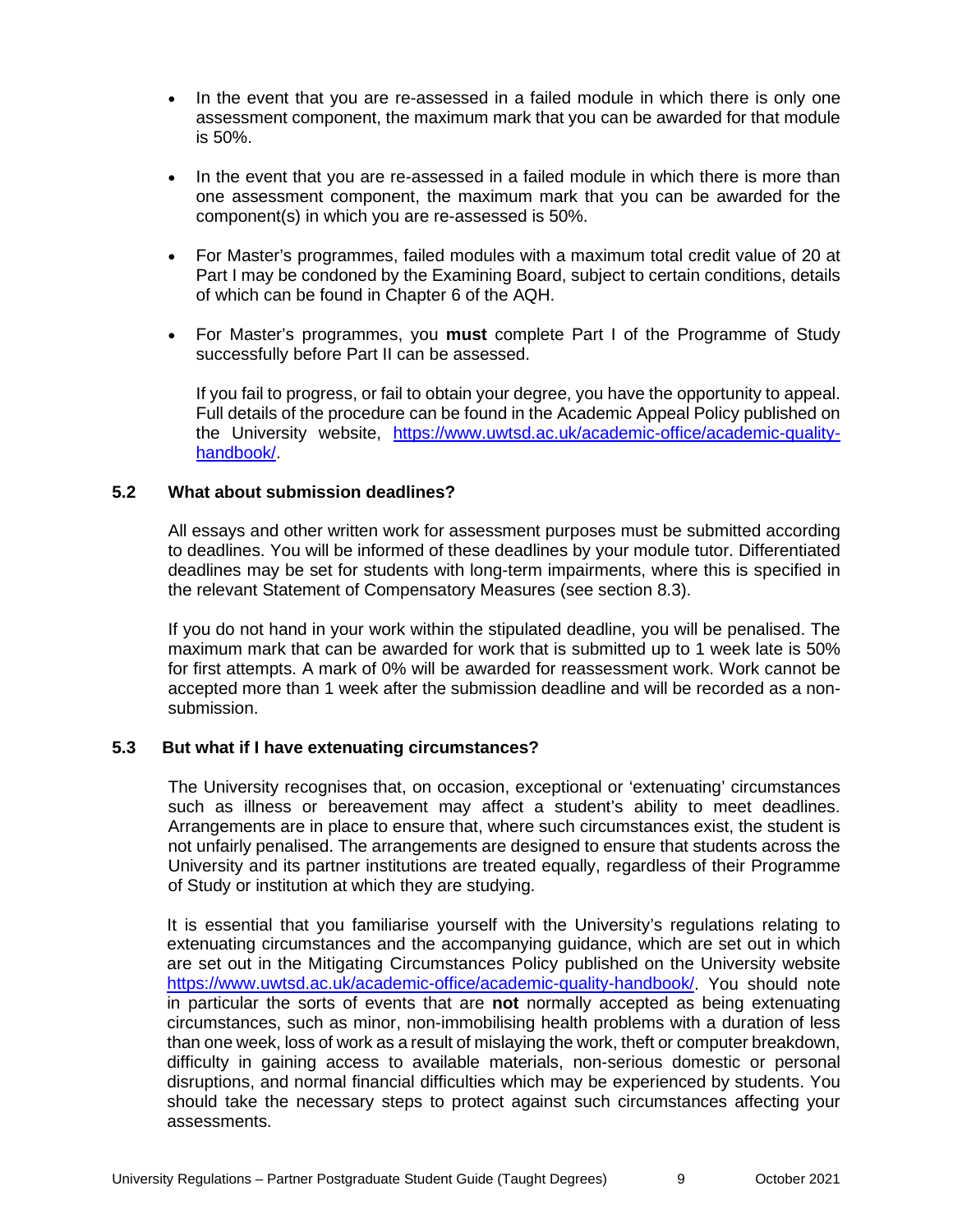- In the event that you are re-assessed in a failed module in which there is only one assessment component, the maximum mark that you can be awarded for that module is 50%.

- In the event that you are re-assessed in a failed module in which there is more than one assessment component, the maximum mark that you can be awarded for the component(s) in which you are re-assessed is 50%.

- For Master's programmes, failed modules with a maximum total credit value of 20 at Part I may be condoned by the Examining Board, subject to certain conditions, details of which can be found in Chapter 6 of the AQH.

- For Master's programmes, you **must** complete Part I of the Programme of Study successfully before Part II can be assessed.

  If you fail to progress, or fail to obtain your degree, you have the opportunity to appeal. Full details of the procedure can be found in the Academic Appeal Policy published on the University website, [https://www.uwtsd.ac.uk/academic-office/academic-quality-handbook/](https://www.uwtsd.ac.uk/academic-office/academic-quality-handbook/).

### 5.2 What about submission deadlines?

All essays and other written work for assessment purposes must be submitted according to deadlines. You will be informed of these deadlines by your module tutor. Differentiated deadlines may be set for students with long-term impairments, where this is specified in the relevant Statement of Compensatory Measures (see section 8.3).

If you do not hand in your work within the stipulated deadline, you will be penalised. The maximum mark that can be awarded for work that is submitted up to 1 week late is 50% for first attempts. A mark of 0% will be awarded for reassessment work. Work cannot be accepted more than 1 week after the submission deadline and will be recorded as a non-submission.

### 5.3 But what if I have extenuating circumstances?

The University recognises that, on occasion, exceptional or 'extenuating' circumstances such as illness or bereavement may affect a student's ability to meet deadlines. Arrangements are in place to ensure that, where such circumstances exist, the student is not unfairly penalised. The arrangements are designed to ensure that students across the University and its partner institutions are treated equally, regardless of their Programme of Study or institution at which they are studying.

It is essential that you familiarise yourself with the University's regulations relating to extenuating circumstances and the accompanying guidance, which are set out in which are set out in the Mitigating Circumstances Policy published on the University website [https://www.uwtsd.ac.uk/academic-office/academic-quality-handbook/](https://www.uwtsd.ac.uk/academic-office/academic-quality-handbook/). You should note in particular the sorts of events that are **not** normally accepted as being extenuating circumstances, such as minor, non-immobilising health problems with a duration of less than one week, loss of work as a result of mislaying the work, theft or computer breakdown, difficulty in gaining access to available materials, non-serious domestic or personal disruptions, and normal financial difficulties which may be experienced by students. You should take the necessary steps to protect against such circumstances affecting your assessments.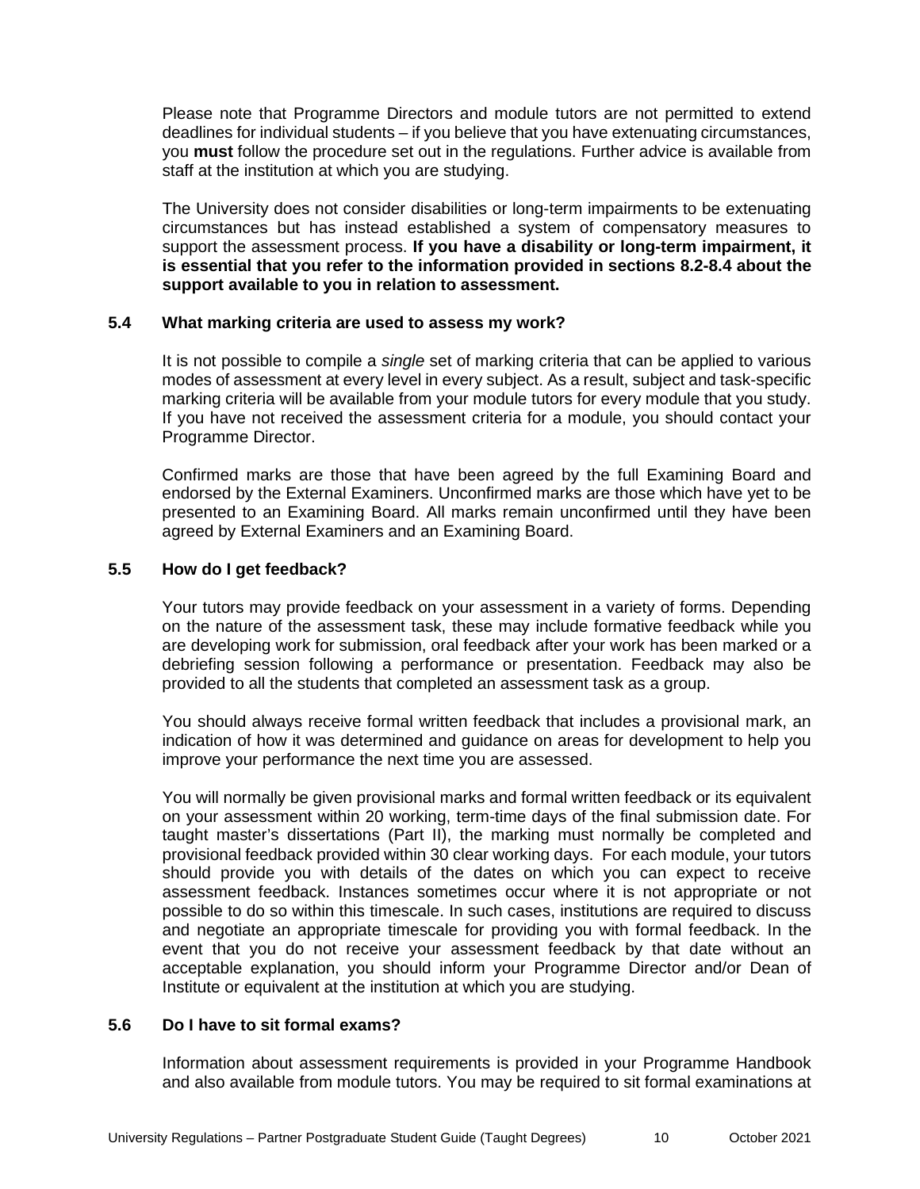Please note that Programme Directors and module tutors are not permitted to extend deadlines for individual students – if you believe that you have extenuating circumstances, you **must** follow the procedure set out in the regulations. Further advice is available from staff at the institution at which you are studying.

The University does not consider disabilities or long-term impairments to be extenuating circumstances but has instead established a system of compensatory measures to support the assessment process. **If you have a disability or long-term impairment, it is essential that you refer to the information provided in sections 8.2-8.4 about the support available to you in relation to assessment.**

### 5.4 What marking criteria are used to assess my work?

It is not possible to compile a *single* set of marking criteria that can be applied to various modes of assessment at every level in every subject. As a result, subject and task-specific marking criteria will be available from your module tutors for every module that you study. If you have not received the assessment criteria for a module, you should contact your Programme Director.

Confirmed marks are those that have been agreed by the full Examining Board and endorsed by the External Examiners. Unconfirmed marks are those which have yet to be presented to an Examining Board. All marks remain unconfirmed until they have been agreed by External Examiners and an Examining Board.

### 5.5 How do I get feedback?

Your tutors may provide feedback on your assessment in a variety of forms. Depending on the nature of the assessment task, these may include formative feedback while you are developing work for submission, oral feedback after your work has been marked or a debriefing session following a performance or presentation. Feedback may also be provided to all the students that completed an assessment task as a group.

You should always receive formal written feedback that includes a provisional mark, an indication of how it was determined and guidance on areas for development to help you improve your performance the next time you are assessed.

You will normally be given provisional marks and formal written feedback or its equivalent on your assessment within 20 working, term-time days of the final submission date. For taught master's dissertations (Part II), the marking must normally be completed and provisional feedback provided within 30 clear working days. For each module, your tutors should provide you with details of the dates on which you can expect to receive assessment feedback. Instances sometimes occur where it is not appropriate or not possible to do so within this timescale. In such cases, institutions are required to discuss and negotiate an appropriate timescale for providing you with formal feedback. In the event that you do not receive your assessment feedback by that date without an acceptable explanation, you should inform your Programme Director and/or Dean of Institute or equivalent at the institution at which you are studying.

### 5.6 Do I have to sit formal exams?

Information about assessment requirements is provided in your Programme Handbook and also available from module tutors. You may be required to sit formal examinations at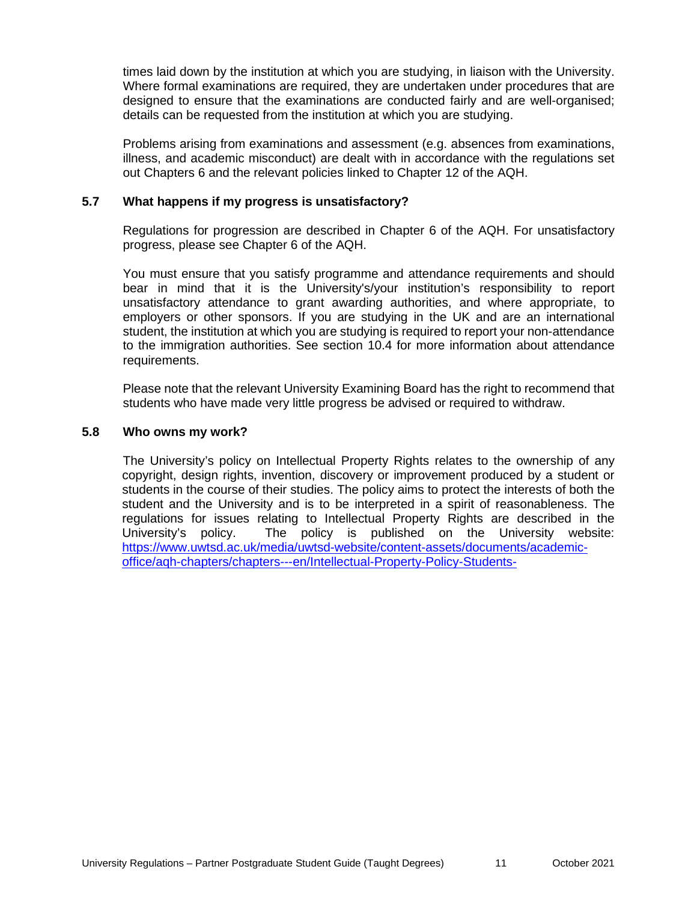times laid down by the institution at which you are studying, in liaison with the University. Where formal examinations are required, they are undertaken under procedures that are designed to ensure that the examinations are conducted fairly and are well-organised; details can be requested from the institution at which you are studying.

Problems arising from examinations and assessment (e.g. absences from examinations, illness, and academic misconduct) are dealt with in accordance with the regulations set out Chapters 6 and the relevant policies linked to Chapter 12 of the AQH.

### 5.7 What happens if my progress is unsatisfactory?

Regulations for progression are described in Chapter 6 of the AQH. For unsatisfactory progress, please see Chapter 6 of the AQH.

You must ensure that you satisfy programme and attendance requirements and should bear in mind that it is the University's/your institution's responsibility to report unsatisfactory attendance to grant awarding authorities, and where appropriate, to employers or other sponsors. If you are studying in the UK and are an international student, the institution at which you are studying is required to report your non-attendance to the immigration authorities. See section 10.4 for more information about attendance requirements.

Please note that the relevant University Examining Board has the right to recommend that students who have made very little progress be advised or required to withdraw.

### 5.8 Who owns my work?

The University's policy on Intellectual Property Rights relates to the ownership of any copyright, design rights, invention, discovery or improvement produced by a student or students in the course of their studies. The policy aims to protect the interests of both the student and the University and is to be interpreted in a spirit of reasonableness. The regulations for issues relating to Intellectual Property Rights are described in the University's policy. The policy is published on the University website: [https://www.uwtsd.ac.uk/media/uwtsd-website/content-assets/documents/academic-office/aqh-chapters/chapters---en/Intellectual-Property-Policy-Students-](https://www.uwtsd.ac.uk/media/uwtsd-website/content-assets/documents/academic-office/aqh-chapters/chapters---en/Intellectual-Property-Policy-Students-)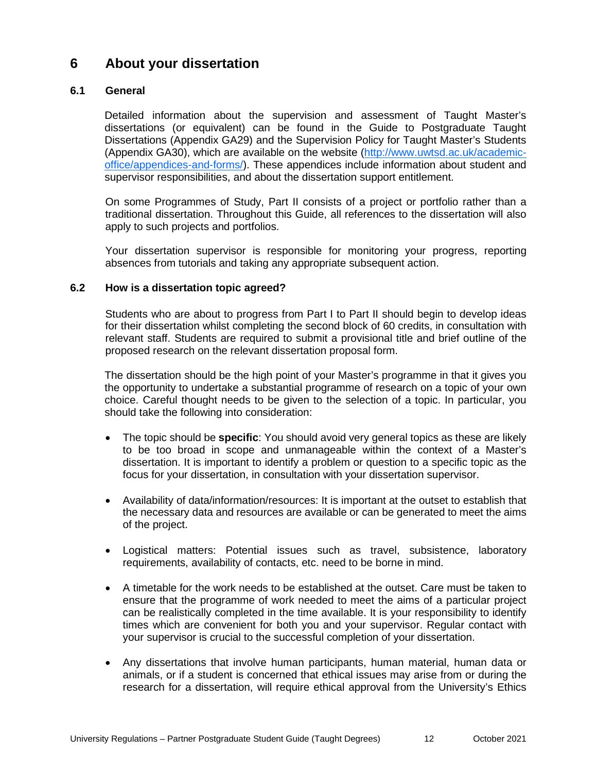# 6 About your dissertation

## 6.1 General

Detailed information about the supervision and assessment of Taught Master's dissertations (or equivalent) can be found in the Guide to Postgraduate Taught Dissertations (Appendix GA29) and the Supervision Policy for Taught Master's Students (Appendix GA30), which are available on the website (http://www.uwtsd.ac.uk/academic-office/appendices-and-forms/). These appendices include information about student and supervisor responsibilities, and about the dissertation support entitlement.

On some Programmes of Study, Part II consists of a project or portfolio rather than a traditional dissertation. Throughout this Guide, all references to the dissertation will also apply to such projects and portfolios.

Your dissertation supervisor is responsible for monitoring your progress, reporting absences from tutorials and taking any appropriate subsequent action.

## 6.2 How is a dissertation topic agreed?

Students who are about to progress from Part I to Part II should begin to develop ideas for their dissertation whilst completing the second block of 60 credits, in consultation with relevant staff. Students are required to submit a provisional title and brief outline of the proposed research on the relevant dissertation proposal form.

The dissertation should be the high point of your Master's programme in that it gives you the opportunity to undertake a substantial programme of research on a topic of your own choice. Careful thought needs to be given to the selection of a topic. In particular, you should take the following into consideration:

- The topic should be **specific**: You should avoid very general topics as these are likely to be too broad in scope and unmanageable within the context of a Master's dissertation. It is important to identify a problem or question to a specific topic as the focus for your dissertation, in consultation with your dissertation supervisor.

- Availability of data/information/resources: It is important at the outset to establish that the necessary data and resources are available or can be generated to meet the aims of the project.

- Logistical matters: Potential issues such as travel, subsistence, laboratory requirements, availability of contacts, etc. need to be borne in mind.

- A timetable for the work needs to be established at the outset. Care must be taken to ensure that the programme of work needed to meet the aims of a particular project can be realistically completed in the time available. It is your responsibility to identify times which are convenient for both you and your supervisor. Regular contact with your supervisor is crucial to the successful completion of your dissertation.

- Any dissertations that involve human participants, human material, human data or animals, or if a student is concerned that ethical issues may arise from or during the research for a dissertation, will require ethical approval from the University's Ethics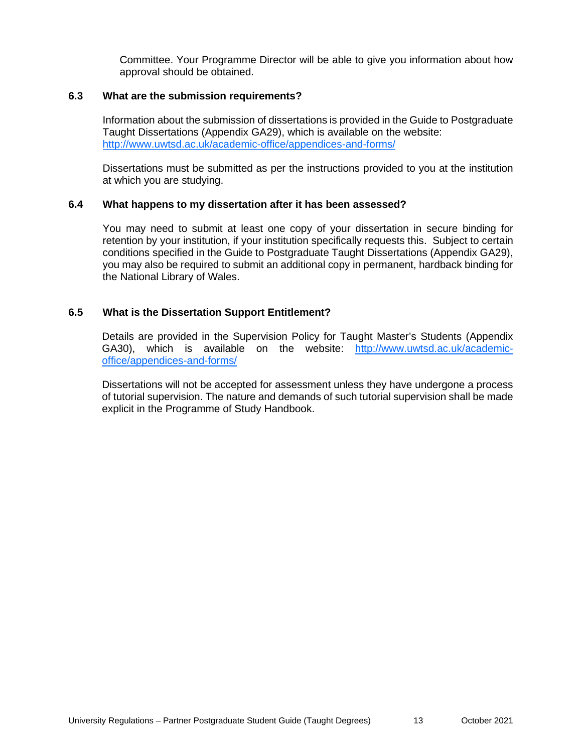Committee. Your Programme Director will be able to give you information about how approval should be obtained.

### 6.3 What are the submission requirements?

Information about the submission of dissertations is provided in the Guide to Postgraduate Taught Dissertations (Appendix GA29), which is available on the website: http://www.uwtsd.ac.uk/academic-office/appendices-and-forms/

Dissertations must be submitted as per the instructions provided to you at the institution at which you are studying.

### 6.4 What happens to my dissertation after it has been assessed?

You may need to submit at least one copy of your dissertation in secure binding for retention by your institution, if your institution specifically requests this. Subject to certain conditions specified in the Guide to Postgraduate Taught Dissertations (Appendix GA29), you may also be required to submit an additional copy in permanent, hardback binding for the National Library of Wales.

### 6.5 What is the Dissertation Support Entitlement?

Details are provided in the Supervision Policy for Taught Master's Students (Appendix GA30), which is available on the website: http://www.uwtsd.ac.uk/academic-office/appendices-and-forms/

Dissertations will not be accepted for assessment unless they have undergone a process of tutorial supervision. The nature and demands of such tutorial supervision shall be made explicit in the Programme of Study Handbook.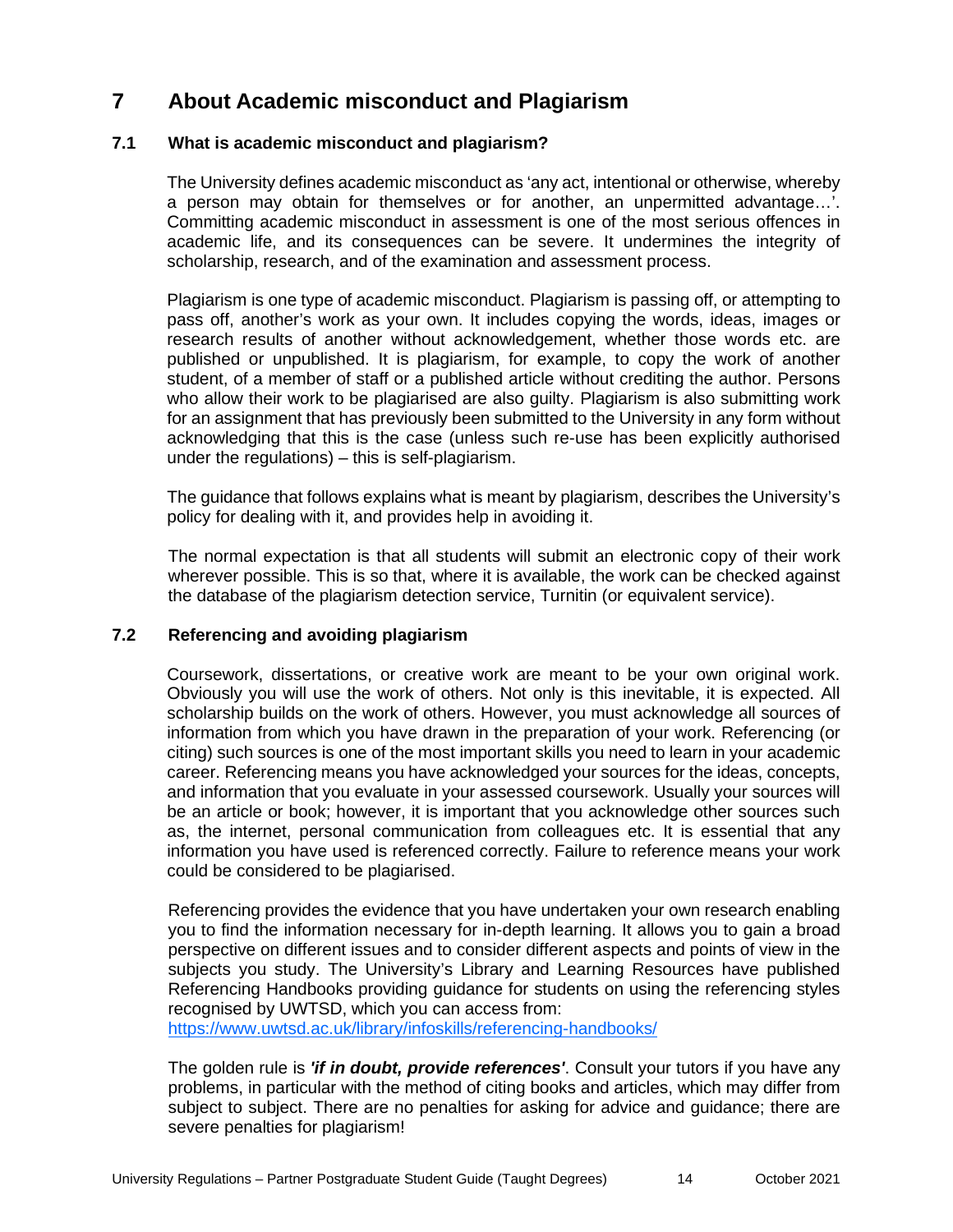# 7 About Academic misconduct and Plagiarism

## 7.1 What is academic misconduct and plagiarism?

The University defines academic misconduct as 'any act, intentional or otherwise, whereby a person may obtain for themselves or for another, an unpermitted advantage…'. Committing academic misconduct in assessment is one of the most serious offences in academic life, and its consequences can be severe. It undermines the integrity of scholarship, research, and of the examination and assessment process.

Plagiarism is one type of academic misconduct. Plagiarism is passing off, or attempting to pass off, another's work as your own. It includes copying the words, ideas, images or research results of another without acknowledgement, whether those words etc. are published or unpublished. It is plagiarism, for example, to copy the work of another student, of a member of staff or a published article without crediting the author. Persons who allow their work to be plagiarised are also guilty. Plagiarism is also submitting work for an assignment that has previously been submitted to the University in any form without acknowledging that this is the case (unless such re-use has been explicitly authorised under the regulations) – this is self-plagiarism.

The guidance that follows explains what is meant by plagiarism, describes the University's policy for dealing with it, and provides help in avoiding it.

The normal expectation is that all students will submit an electronic copy of their work wherever possible. This is so that, where it is available, the work can be checked against the database of the plagiarism detection service, Turnitin (or equivalent service).

## 7.2 Referencing and avoiding plagiarism

Coursework, dissertations, or creative work are meant to be your own original work. Obviously you will use the work of others. Not only is this inevitable, it is expected. All scholarship builds on the work of others. However, you must acknowledge all sources of information from which you have drawn in the preparation of your work. Referencing (or citing) such sources is one of the most important skills you need to learn in your academic career. Referencing means you have acknowledged your sources for the ideas, concepts, and information that you evaluate in your assessed coursework. Usually your sources will be an article or book; however, it is important that you acknowledge other sources such as, the internet, personal communication from colleagues etc. It is essential that any information you have used is referenced correctly. Failure to reference means your work could be considered to be plagiarised.

Referencing provides the evidence that you have undertaken your own research enabling you to find the information necessary for in-depth learning. It allows you to gain a broad perspective on different issues and to consider different aspects and points of view in the subjects you study. The University's Library and Learning Resources have published Referencing Handbooks providing guidance for students on using the referencing styles recognised by UWTSD, which you can access from:
https://www.uwtsd.ac.uk/library/infoskills/referencing-handbooks/

The golden rule is ***'if in doubt, provide references'***. Consult your tutors if you have any problems, in particular with the method of citing books and articles, which may differ from subject to subject. There are no penalties for asking for advice and guidance; there are severe penalties for plagiarism!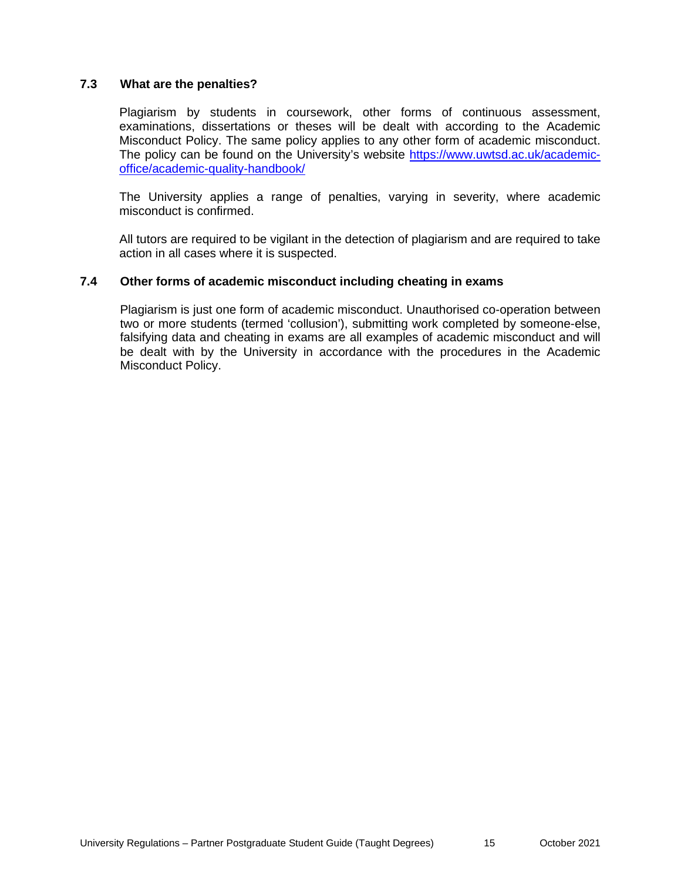### 7.3 What are the penalties?

Plagiarism by students in coursework, other forms of continuous assessment, examinations, dissertations or theses will be dealt with according to the Academic Misconduct Policy. The same policy applies to any other form of academic misconduct. The policy can be found on the University's website [https://www.uwtsd.ac.uk/academic-office/academic-quality-handbook/](https://www.uwtsd.ac.uk/academic-office/academic-quality-handbook/)

The University applies a range of penalties, varying in severity, where academic misconduct is confirmed.

All tutors are required to be vigilant in the detection of plagiarism and are required to take action in all cases where it is suspected.

### 7.4 Other forms of academic misconduct including cheating in exams

Plagiarism is just one form of academic misconduct. Unauthorised co-operation between two or more students (termed 'collusion'), submitting work completed by someone-else, falsifying data and cheating in exams are all examples of academic misconduct and will be dealt with by the University in accordance with the procedures in the Academic Misconduct Policy.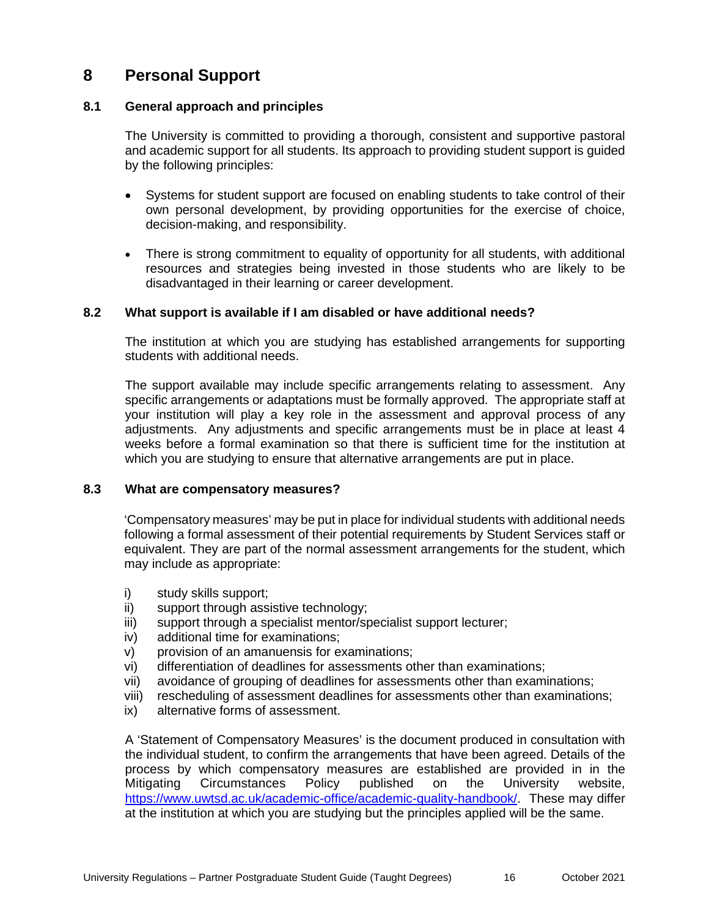# 8 Personal Support

## 8.1 General approach and principles

The University is committed to providing a thorough, consistent and supportive pastoral and academic support for all students. Its approach to providing student support is guided by the following principles:

- Systems for student support are focused on enabling students to take control of their own personal development, by providing opportunities for the exercise of choice, decision-making, and responsibility.
- There is strong commitment to equality of opportunity for all students, with additional resources and strategies being invested in those students who are likely to be disadvantaged in their learning or career development.

## 8.2 What support is available if I am disabled or have additional needs?

The institution at which you are studying has established arrangements for supporting students with additional needs.

The support available may include specific arrangements relating to assessment. Any specific arrangements or adaptations must be formally approved. The appropriate staff at your institution will play a key role in the assessment and approval process of any adjustments. Any adjustments and specific arrangements must be in place at least 4 weeks before a formal examination so that there is sufficient time for the institution at which you are studying to ensure that alternative arrangements are put in place.

## 8.3 What are compensatory measures?

'Compensatory measures' may be put in place for individual students with additional needs following a formal assessment of their potential requirements by Student Services staff or equivalent. They are part of the normal assessment arrangements for the student, which may include as appropriate:

i) study skills support;
ii) support through assistive technology;
iii) support through a specialist mentor/specialist support lecturer;
iv) additional time for examinations;
v) provision of an amanuensis for examinations;
vi) differentiation of deadlines for assessments other than examinations;
vii) avoidance of grouping of deadlines for assessments other than examinations;
viii) rescheduling of assessment deadlines for assessments other than examinations;
ix) alternative forms of assessment.

A 'Statement of Compensatory Measures' is the document produced in consultation with the individual student, to confirm the arrangements that have been agreed. Details of the process by which compensatory measures are established are provided in in the Mitigating Circumstances Policy published on the University website, https://www.uwtsd.ac.uk/academic-office/academic-quality-handbook/. These may differ at the institution at which you are studying but the principles applied will be the same.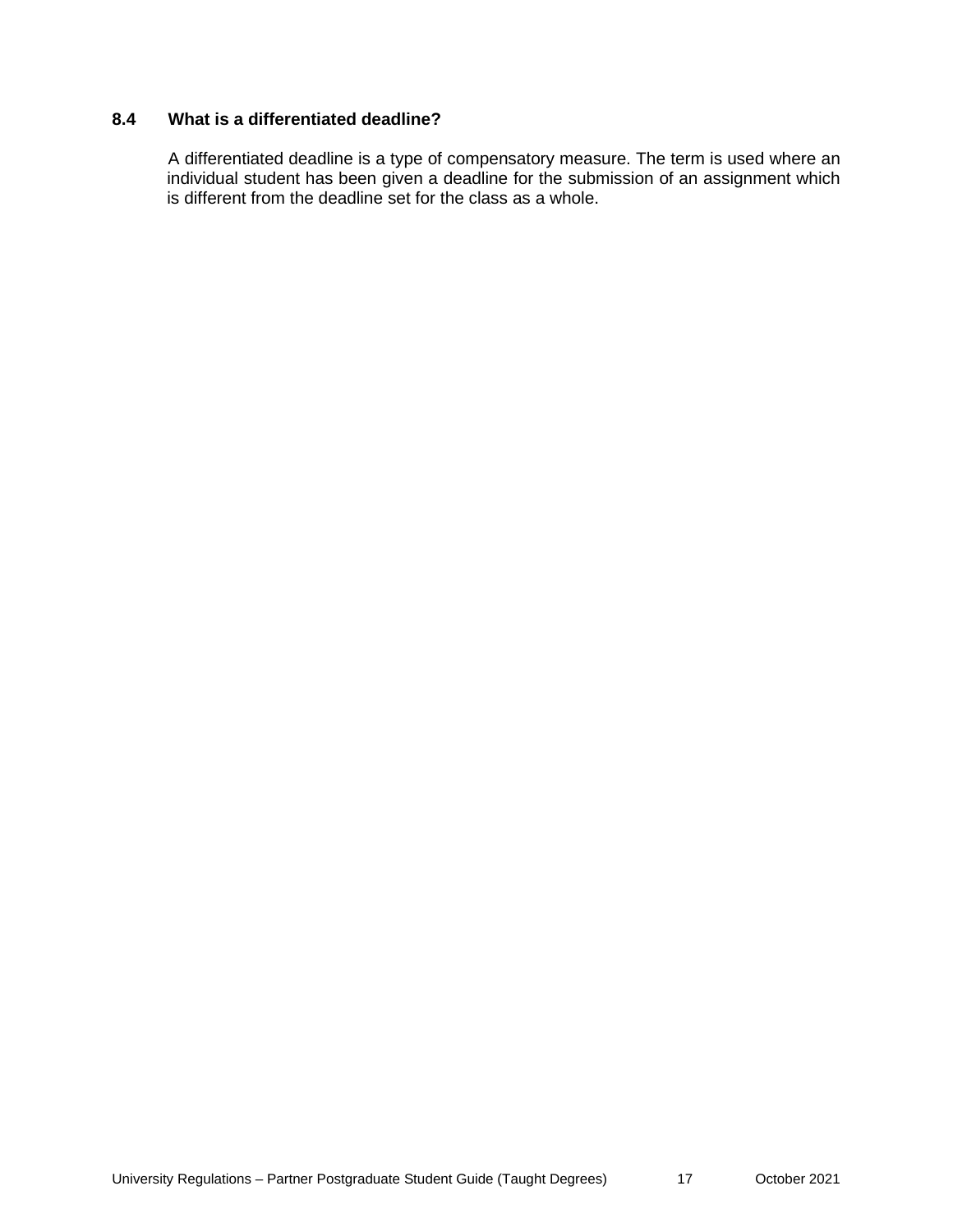### 8.4 What is a differentiated deadline?

A differentiated deadline is a type of compensatory measure. The term is used where an individual student has been given a deadline for the submission of an assignment which is different from the deadline set for the class as a whole.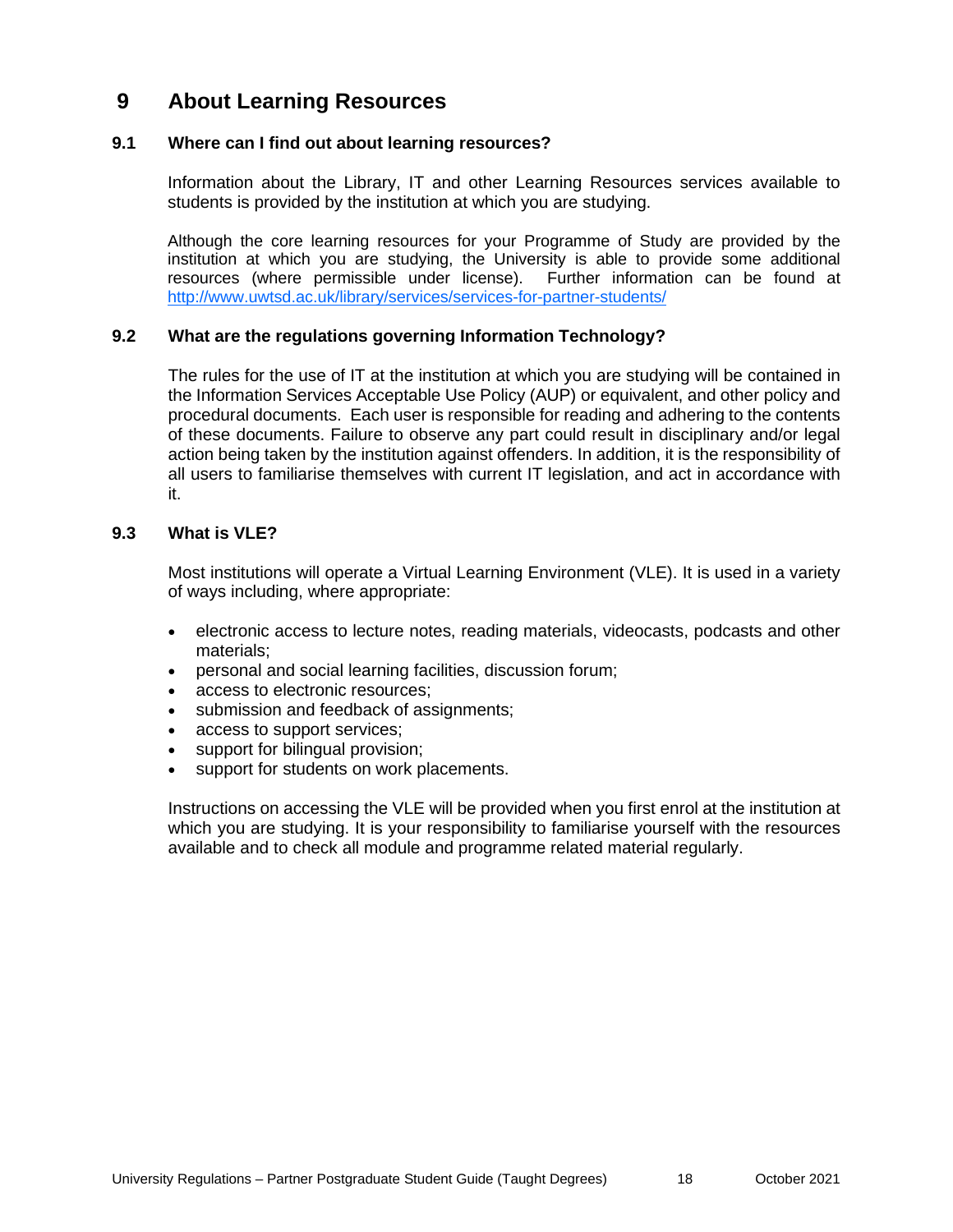# 9 About Learning Resources

## 9.1 Where can I find out about learning resources?

Information about the Library, IT and other Learning Resources services available to students is provided by the institution at which you are studying.

Although the core learning resources for your Programme of Study are provided by the institution at which you are studying, the University is able to provide some additional resources (where permissible under license). Further information can be found at http://www.uwtsd.ac.uk/library/services/services-for-partner-students/

## 9.2 What are the regulations governing Information Technology?

The rules for the use of IT at the institution at which you are studying will be contained in the Information Services Acceptable Use Policy (AUP) or equivalent, and other policy and procedural documents. Each user is responsible for reading and adhering to the contents of these documents. Failure to observe any part could result in disciplinary and/or legal action being taken by the institution against offenders. In addition, it is the responsibility of all users to familiarise themselves with current IT legislation, and act in accordance with it.

## 9.3 What is VLE?

Most institutions will operate a Virtual Learning Environment (VLE). It is used in a variety of ways including, where appropriate:

- electronic access to lecture notes, reading materials, videocasts, podcasts and other materials;
- personal and social learning facilities, discussion forum;
- access to electronic resources;
- submission and feedback of assignments;
- access to support services;
- support for bilingual provision;
- support for students on work placements.

Instructions on accessing the VLE will be provided when you first enrol at the institution at which you are studying. It is your responsibility to familiarise yourself with the resources available and to check all module and programme related material regularly.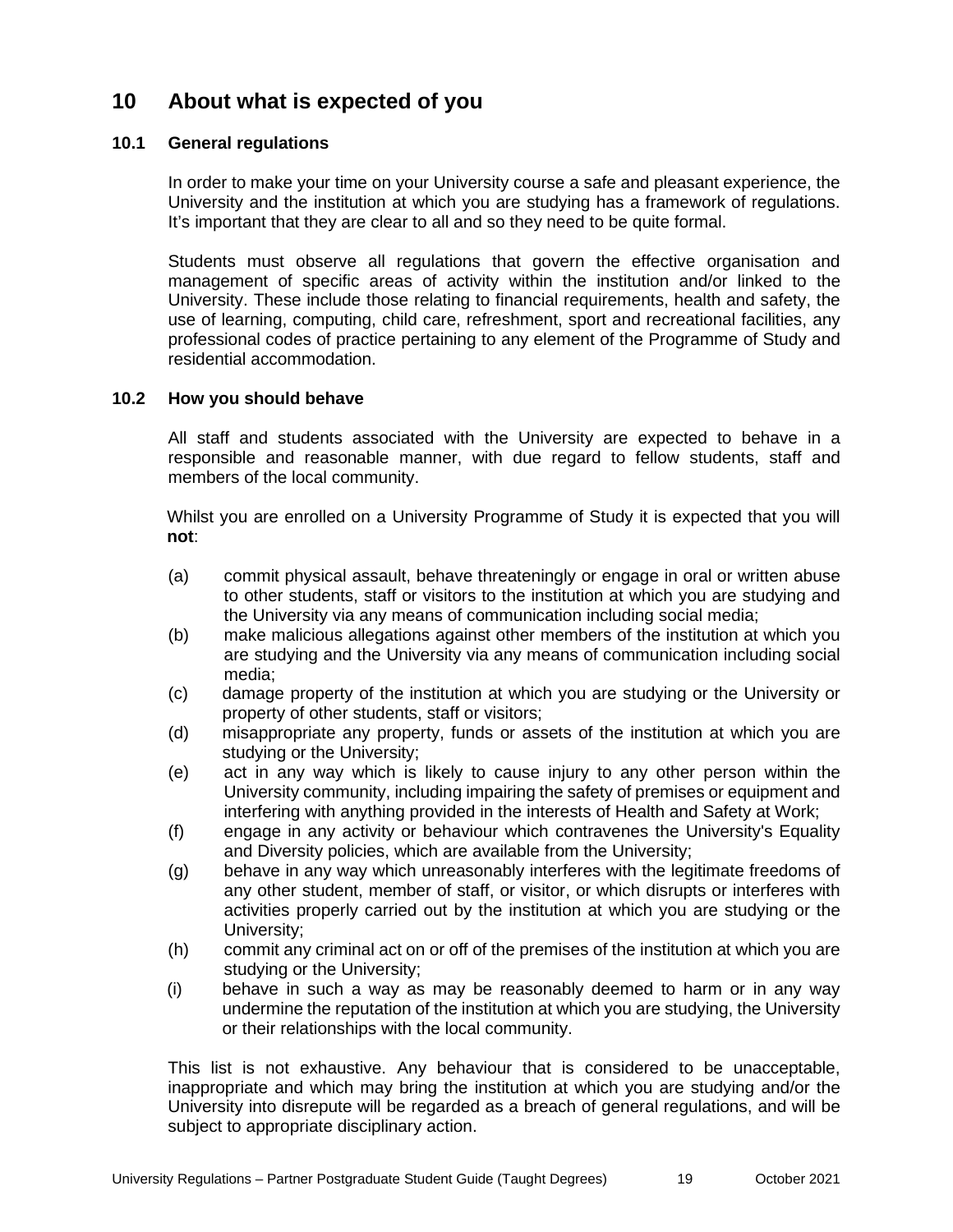# 10 About what is expected of you

## 10.1 General regulations

In order to make your time on your University course a safe and pleasant experience, the University and the institution at which you are studying has a framework of regulations. It's important that they are clear to all and so they need to be quite formal.

Students must observe all regulations that govern the effective organisation and management of specific areas of activity within the institution and/or linked to the University. These include those relating to financial requirements, health and safety, the use of learning, computing, child care, refreshment, sport and recreational facilities, any professional codes of practice pertaining to any element of the Programme of Study and residential accommodation.

## 10.2 How you should behave

All staff and students associated with the University are expected to behave in a responsible and reasonable manner, with due regard to fellow students, staff and members of the local community.

Whilst you are enrolled on a University Programme of Study it is expected that you will **not**:

(a) commit physical assault, behave threateningly or engage in oral or written abuse to other students, staff or visitors to the institution at which you are studying and the University via any means of communication including social media;

(b) make malicious allegations against other members of the institution at which you are studying and the University via any means of communication including social media;

(c) damage property of the institution at which you are studying or the University or property of other students, staff or visitors;

(d) misappropriate any property, funds or assets of the institution at which you are studying or the University;

(e) act in any way which is likely to cause injury to any other person within the University community, including impairing the safety of premises or equipment and interfering with anything provided in the interests of Health and Safety at Work;

(f) engage in any activity or behaviour which contravenes the University's Equality and Diversity policies, which are available from the University;

(g) behave in any way which unreasonably interferes with the legitimate freedoms of any other student, member of staff, or visitor, or which disrupts or interferes with activities properly carried out by the institution at which you are studying or the University;

(h) commit any criminal act on or off of the premises of the institution at which you are studying or the University;

(i) behave in such a way as may be reasonably deemed to harm or in any way undermine the reputation of the institution at which you are studying, the University or their relationships with the local community.

This list is not exhaustive. Any behaviour that is considered to be unacceptable, inappropriate and which may bring the institution at which you are studying and/or the University into disrepute will be regarded as a breach of general regulations, and will be subject to appropriate disciplinary action.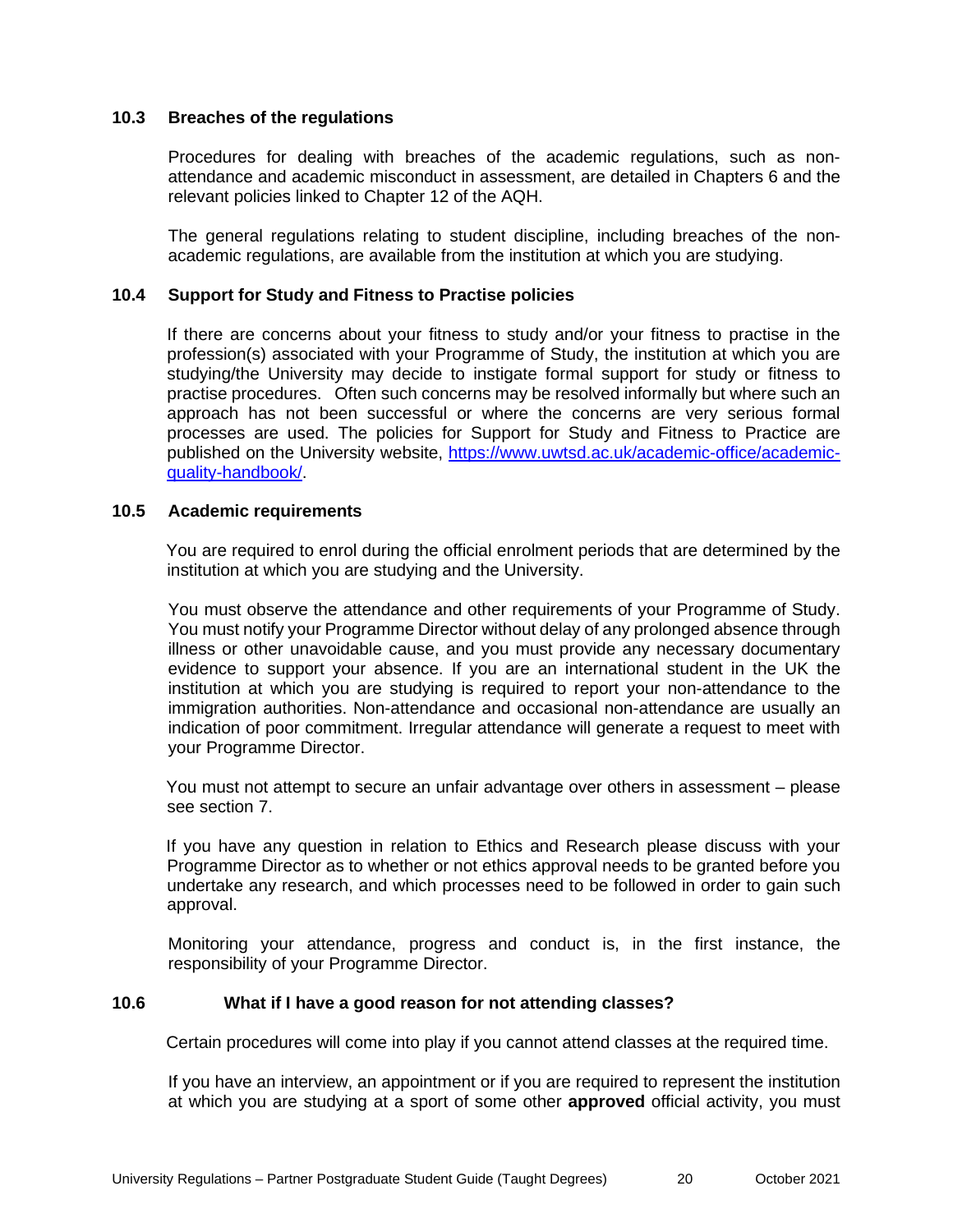### 10.3 Breaches of the regulations

Procedures for dealing with breaches of the academic regulations, such as non-attendance and academic misconduct in assessment, are detailed in Chapters 6 and the relevant policies linked to Chapter 12 of the AQH.

The general regulations relating to student discipline, including breaches of the non-academic regulations, are available from the institution at which you are studying.

### 10.4 Support for Study and Fitness to Practise policies

If there are concerns about your fitness to study and/or your fitness to practise in the profession(s) associated with your Programme of Study, the institution at which you are studying/the University may decide to instigate formal support for study or fitness to practise procedures. Often such concerns may be resolved informally but where such an approach has not been successful or where the concerns are very serious formal processes are used. The policies for Support for Study and Fitness to Practice are published on the University website, [https://www.uwtsd.ac.uk/academic-office/academic-quality-handbook/](https://www.uwtsd.ac.uk/academic-office/academic-quality-handbook/).

### 10.5 Academic requirements

You are required to enrol during the official enrolment periods that are determined by the institution at which you are studying and the University.

You must observe the attendance and other requirements of your Programme of Study. You must notify your Programme Director without delay of any prolonged absence through illness or other unavoidable cause, and you must provide any necessary documentary evidence to support your absence. If you are an international student in the UK the institution at which you are studying is required to report your non-attendance to the immigration authorities. Non-attendance and occasional non-attendance are usually an indication of poor commitment. Irregular attendance will generate a request to meet with your Programme Director.

You must not attempt to secure an unfair advantage over others in assessment – please see section 7.

If you have any question in relation to Ethics and Research please discuss with your Programme Director as to whether or not ethics approval needs to be granted before you undertake any research, and which processes need to be followed in order to gain such approval.

Monitoring your attendance, progress and conduct is, in the first instance, the responsibility of your Programme Director.

### 10.6 What if I have a good reason for not attending classes?

Certain procedures will come into play if you cannot attend classes at the required time.

If you have an interview, an appointment or if you are required to represent the institution at which you are studying at a sport of some other **approved** official activity, you must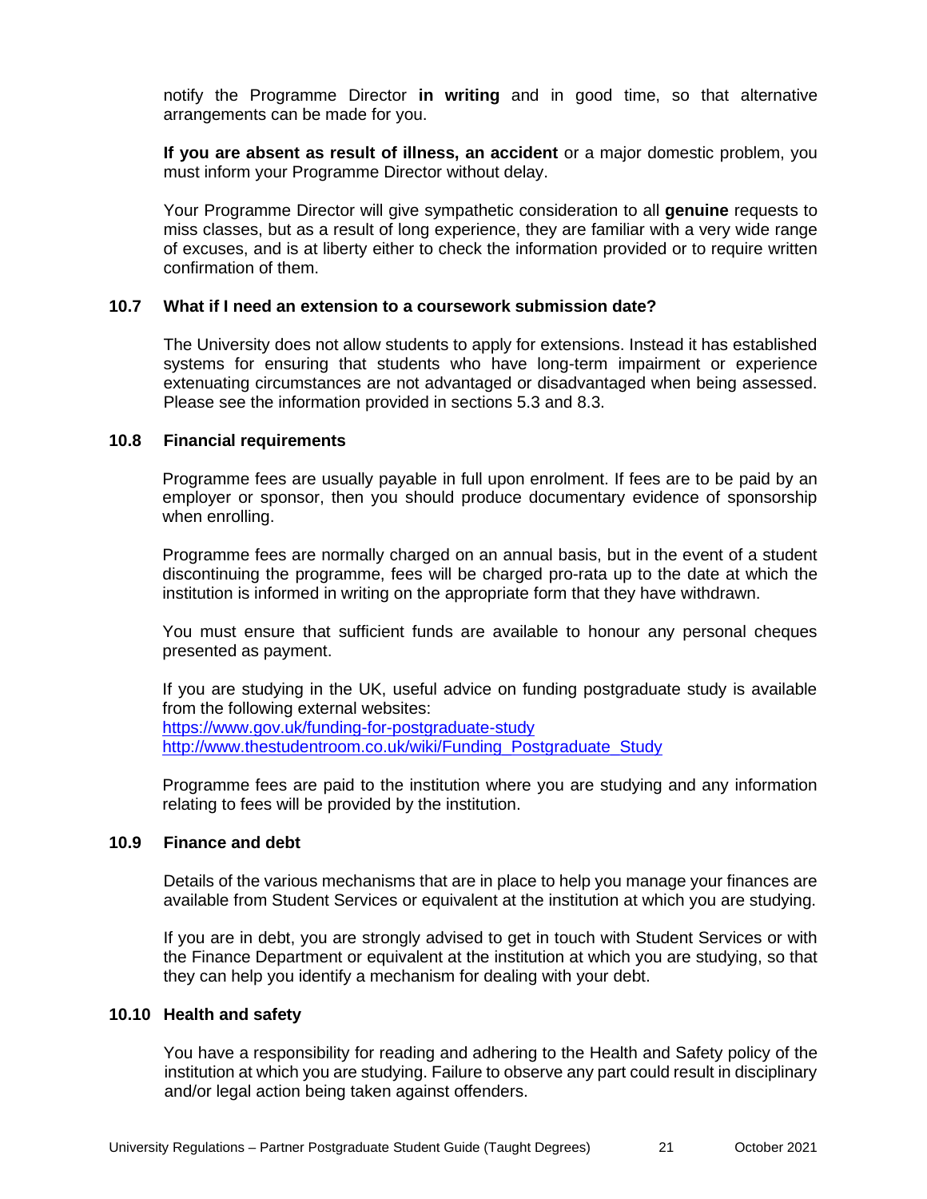notify the Programme Director **in writing** and in good time, so that alternative arrangements can be made for you.

**If you are absent as result of illness, an accident** or a major domestic problem, you must inform your Programme Director without delay.

Your Programme Director will give sympathetic consideration to all **genuine** requests to miss classes, but as a result of long experience, they are familiar with a very wide range of excuses, and is at liberty either to check the information provided or to require written confirmation of them.

### 10.7 What if I need an extension to a coursework submission date?

The University does not allow students to apply for extensions. Instead it has established systems for ensuring that students who have long-term impairment or experience extenuating circumstances are not advantaged or disadvantaged when being assessed. Please see the information provided in sections 5.3 and 8.3.

### 10.8 Financial requirements

Programme fees are usually payable in full upon enrolment. If fees are to be paid by an employer or sponsor, then you should produce documentary evidence of sponsorship when enrolling.

Programme fees are normally charged on an annual basis, but in the event of a student discontinuing the programme, fees will be charged pro-rata up to the date at which the institution is informed in writing on the appropriate form that they have withdrawn.

You must ensure that sufficient funds are available to honour any personal cheques presented as payment.

If you are studying in the UK, useful advice on funding postgraduate study is available from the following external websites:
https://www.gov.uk/funding-for-postgraduate-study
http://www.thestudentroom.co.uk/wiki/Funding_Postgraduate_Study

Programme fees are paid to the institution where you are studying and any information relating to fees will be provided by the institution.

### 10.9 Finance and debt

Details of the various mechanisms that are in place to help you manage your finances are available from Student Services or equivalent at the institution at which you are studying.

If you are in debt, you are strongly advised to get in touch with Student Services or with the Finance Department or equivalent at the institution at which you are studying, so that they can help you identify a mechanism for dealing with your debt.

### 10.10 Health and safety

You have a responsibility for reading and adhering to the Health and Safety policy of the institution at which you are studying. Failure to observe any part could result in disciplinary and/or legal action being taken against offenders.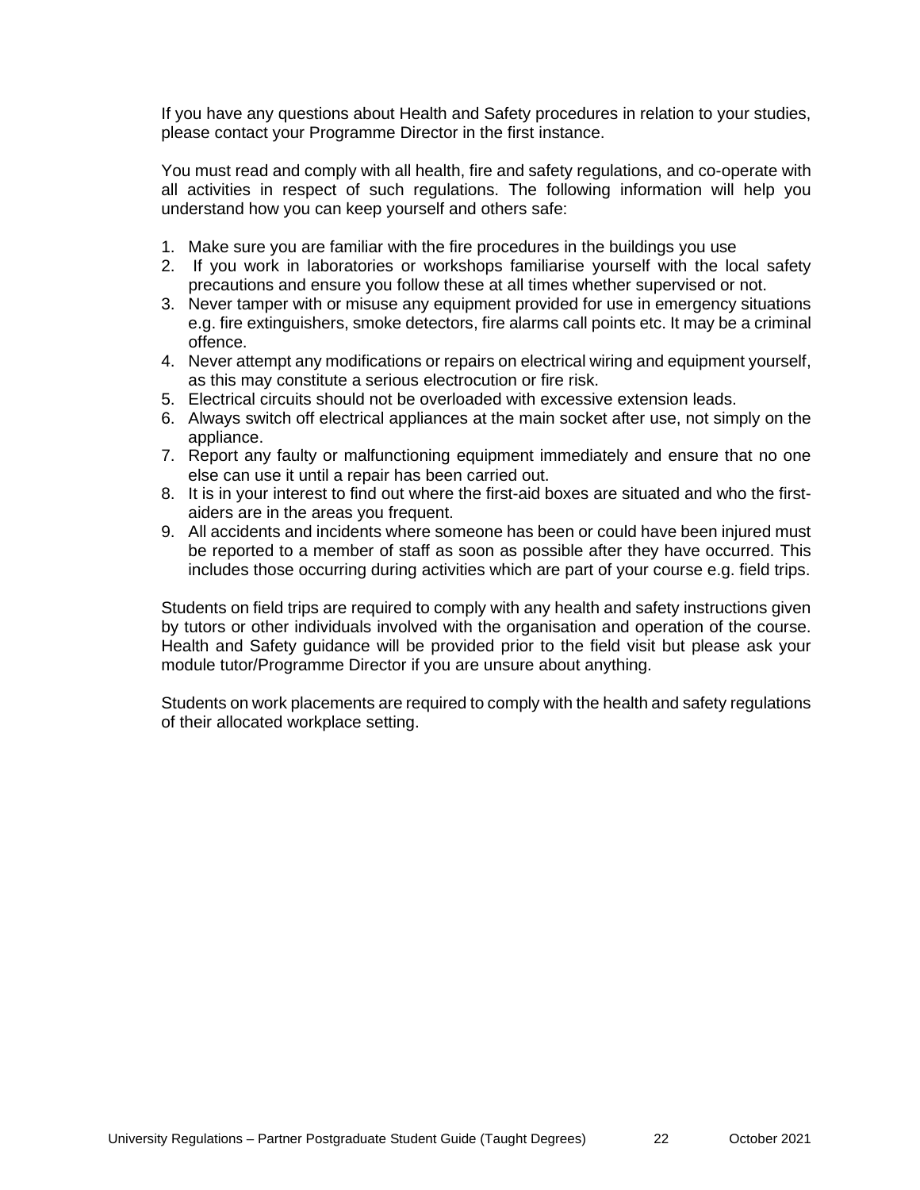If you have any questions about Health and Safety procedures in relation to your studies, please contact your Programme Director in the first instance.

You must read and comply with all health, fire and safety regulations, and co-operate with all activities in respect of such regulations. The following information will help you understand how you can keep yourself and others safe:

1. Make sure you are familiar with the fire procedures in the buildings you use
2. If you work in laboratories or workshops familiarise yourself with the local safety precautions and ensure you follow these at all times whether supervised or not.
3. Never tamper with or misuse any equipment provided for use in emergency situations e.g. fire extinguishers, smoke detectors, fire alarms call points etc. It may be a criminal offence.
4. Never attempt any modifications or repairs on electrical wiring and equipment yourself, as this may constitute a serious electrocution or fire risk.
5. Electrical circuits should not be overloaded with excessive extension leads.
6. Always switch off electrical appliances at the main socket after use, not simply on the appliance.
7. Report any faulty or malfunctioning equipment immediately and ensure that no one else can use it until a repair has been carried out.
8. It is in your interest to find out where the first-aid boxes are situated and who the first-aiders are in the areas you frequent.
9. All accidents and incidents where someone has been or could have been injured must be reported to a member of staff as soon as possible after they have occurred. This includes those occurring during activities which are part of your course e.g. field trips.

Students on field trips are required to comply with any health and safety instructions given by tutors or other individuals involved with the organisation and operation of the course. Health and Safety guidance will be provided prior to the field visit but please ask your module tutor/Programme Director if you are unsure about anything.

Students on work placements are required to comply with the health and safety regulations of their allocated workplace setting.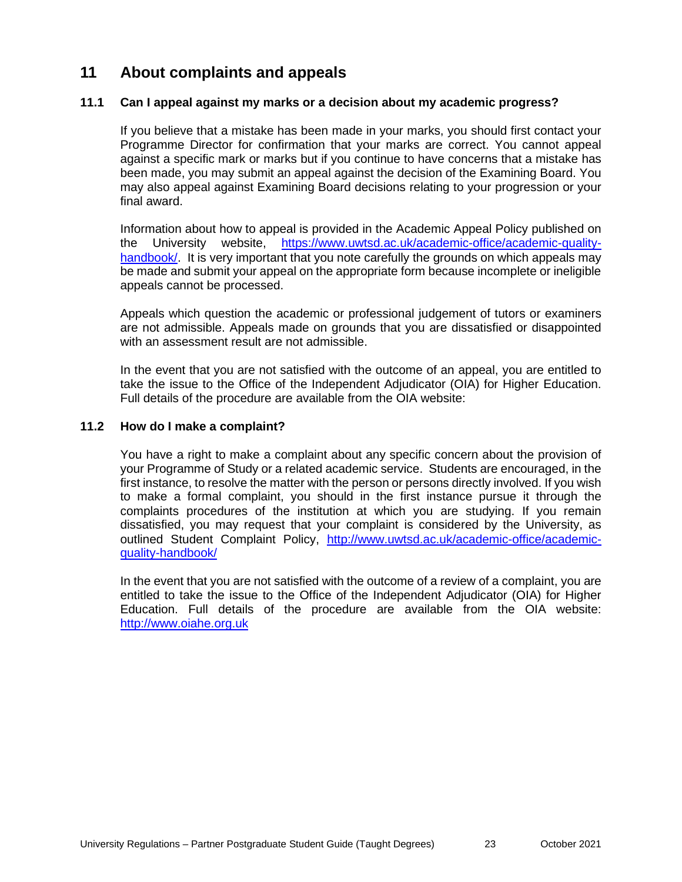## 11 About complaints and appeals

### 11.1 Can I appeal against my marks or a decision about my academic progress?

If you believe that a mistake has been made in your marks, you should first contact your Programme Director for confirmation that your marks are correct. You cannot appeal against a specific mark or marks but if you continue to have concerns that a mistake has been made, you may submit an appeal against the decision of the Examining Board. You may also appeal against Examining Board decisions relating to your progression or your final award.

Information about how to appeal is provided in the Academic Appeal Policy published on the University website, https://www.uwtsd.ac.uk/academic-office/academic-quality-handbook/. It is very important that you note carefully the grounds on which appeals may be made and submit your appeal on the appropriate form because incomplete or ineligible appeals cannot be processed.

Appeals which question the academic or professional judgement of tutors or examiners are not admissible. Appeals made on grounds that you are dissatisfied or disappointed with an assessment result are not admissible.

In the event that you are not satisfied with the outcome of an appeal, you are entitled to take the issue to the Office of the Independent Adjudicator (OIA) for Higher Education. Full details of the procedure are available from the OIA website:

### 11.2 How do I make a complaint?

You have a right to make a complaint about any specific concern about the provision of your Programme of Study or a related academic service. Students are encouraged, in the first instance, to resolve the matter with the person or persons directly involved. If you wish to make a formal complaint, you should in the first instance pursue it through the complaints procedures of the institution at which you are studying. If you remain dissatisfied, you may request that your complaint is considered by the University, as outlined Student Complaint Policy, http://www.uwtsd.ac.uk/academic-office/academic-quality-handbook/

In the event that you are not satisfied with the outcome of a review of a complaint, you are entitled to take the issue to the Office of the Independent Adjudicator (OIA) for Higher Education. Full details of the procedure are available from the OIA website: http://www.oiahe.org.uk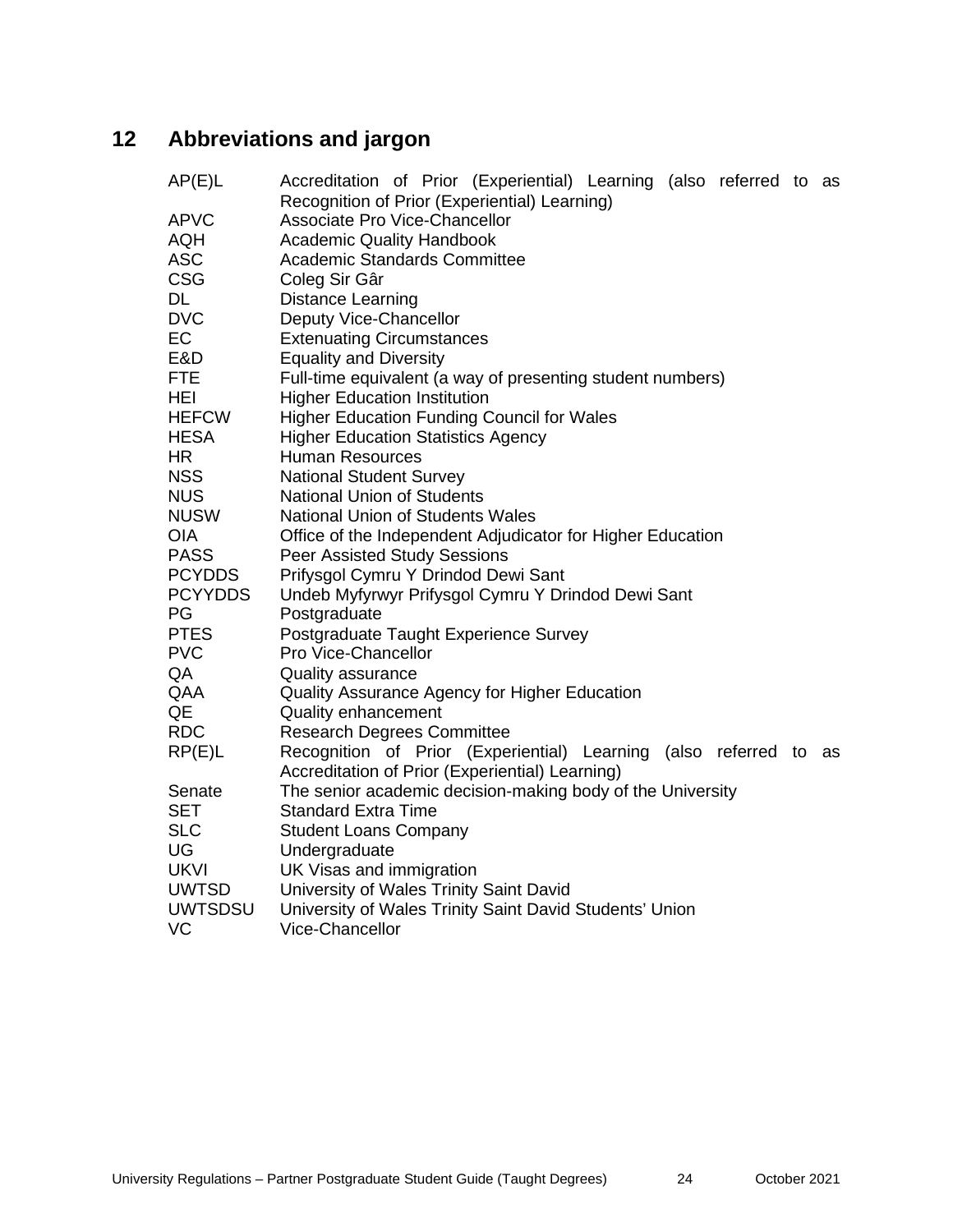## 12 Abbreviations and jargon

| | |
|---|---|
| AP(E)L | Accreditation of Prior (Experiential) Learning (also referred to as Recognition of Prior (Experiential) Learning) |
| APVC | Associate Pro Vice-Chancellor |
| AQH | Academic Quality Handbook |
| ASC | Academic Standards Committee |
| CSG | Coleg Sir Gâr |
| DL | Distance Learning |
| DVC | Deputy Vice-Chancellor |
| EC | Extenuating Circumstances |
| E&D | Equality and Diversity |
| FTE | Full-time equivalent (a way of presenting student numbers) |
| HEI | Higher Education Institution |
| HEFCW | Higher Education Funding Council for Wales |
| HESA | Higher Education Statistics Agency |
| HR | Human Resources |
| NSS | National Student Survey |
| NUS | National Union of Students |
| NUSW | National Union of Students Wales |
| OIA | Office of the Independent Adjudicator for Higher Education |
| PASS | Peer Assisted Study Sessions |
| PCYDDS | Prifysgol Cymru Y Drindod Dewi Sant |
| PCYYDDS | Undeb Myfyrwyr Prifysgol Cymru Y Drindod Dewi Sant |
| PG | Postgraduate |
| PTES | Postgraduate Taught Experience Survey |
| PVC | Pro Vice-Chancellor |
| QA | Quality assurance |
| QAA | Quality Assurance Agency for Higher Education |
| QE | Quality enhancement |
| RDC | Research Degrees Committee |
| RP(E)L | Recognition of Prior (Experiential) Learning (also referred to as Accreditation of Prior (Experiential) Learning) |
| Senate | The senior academic decision-making body of the University |
| SET | Standard Extra Time |
| SLC | Student Loans Company |
| UG | Undergraduate |
| UKVI | UK Visas and immigration |
| UWTSD | University of Wales Trinity Saint David |
| UWTSDSU | University of Wales Trinity Saint David Students' Union |
| VC | Vice-Chancellor |